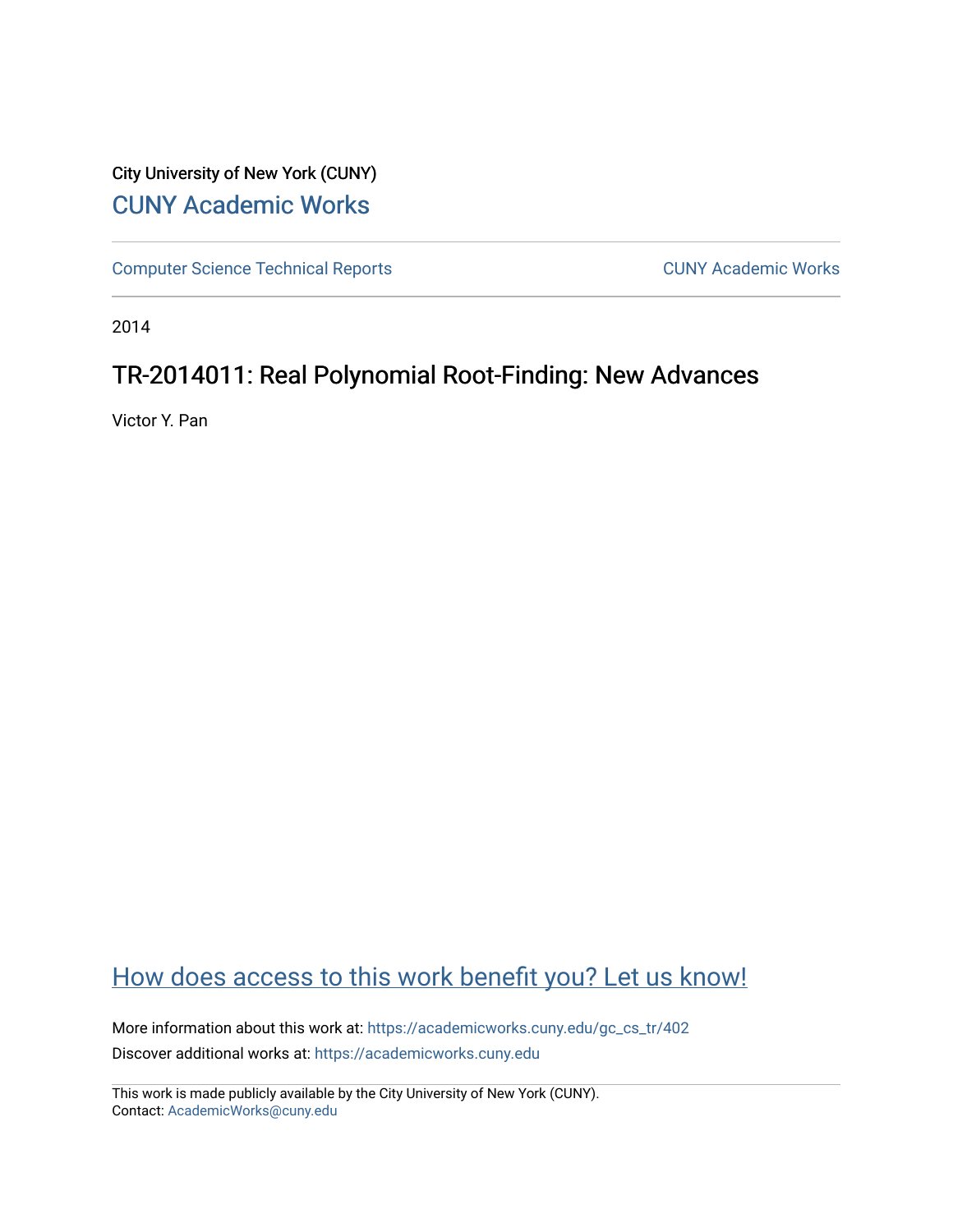City University of New York (CUNY)

[CUNY Academic Works](https://academicworks.cuny.edu)

[Computer Science Technical Reports](https://academicworks.cuny.edu/gc_cs_tr) | [CUNY Academic Works](https://academicworks.cuny.edu)

2014

# TR-2014011: Real Polynomial Root-Finding: New Advances

Victor Y. Pan

[How does access to this work benefit you? Let us know!](https://academicworks.cuny.edu)

More information about this work at: https://academicworks.cuny.edu/gc_cs_tr/402

Discover additional works at: https://academicworks.cuny.edu

This work is made publicly available by the City University of New York (CUNY).
Contact: AcademicWorks@cuny.edu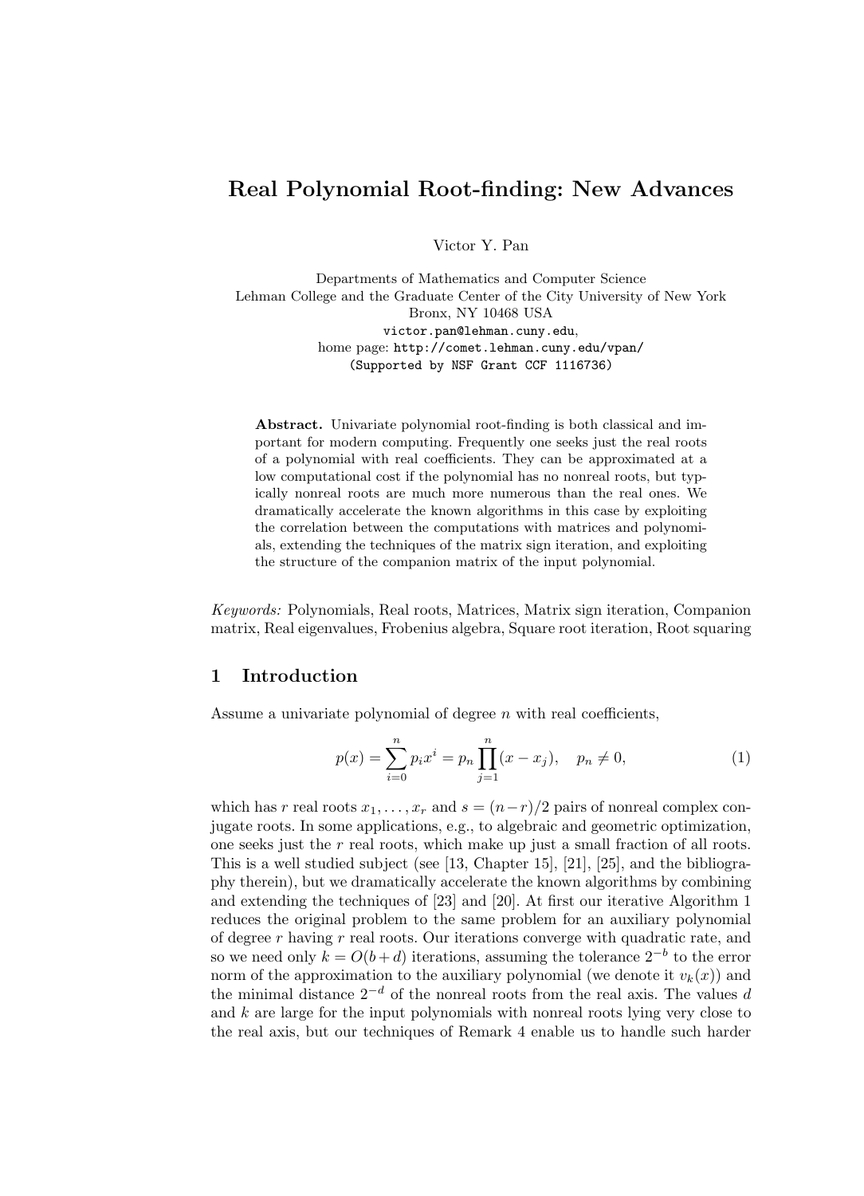# Real Polynomial Root-finding: New Advances

Victor Y. Pan

Departments of Mathematics and Computer Science
Lehman College and the Graduate Center of the City University of New York
Bronx, NY 10468 USA
victor.pan@lehman.cuny.edu,
home page: http://comet.lehman.cuny.edu/vpan/
(Supported by NSF Grant CCF 1116736)

**Abstract.** Univariate polynomial root-finding is both classical and important for modern computing. Frequently one seeks just the real roots of a polynomial with real coefficients. They can be approximated at a low computational cost if the polynomial has no nonreal roots, but typically nonreal roots are much more numerous than the real ones. We dramatically accelerate the known algorithms in this case by exploiting the correlation between the computations with matrices and polynomials, extending the techniques of the matrix sign iteration, and exploiting the structure of the companion matrix of the input polynomial.

*Keywords:* Polynomials, Real roots, Matrices, Matrix sign iteration, Companion matrix, Real eigenvalues, Frobenius algebra, Square root iteration, Root squaring

## 1 Introduction

Assume a univariate polynomial of degree $n$ with real coefficients,

$$p(x) = \sum_{i=0}^{n} p_i x^i = p_n \prod_{j=1}^{n} (x - x_j), \quad p_n \neq 0, \tag{1}$$

which has $r$ real roots $x_1, \dots, x_r$ and $s = (n-r)/2$ pairs of nonreal complex conjugate roots. In some applications, e.g., to algebraic and geometric optimization, one seeks just the $r$ real roots, which make up just a small fraction of all roots. This is a well studied subject (see [13, Chapter 15], [21], [25], and the bibliography therein), but we dramatically accelerate the known algorithms by combining and extending the techniques of [23] and [20]. At first our iterative Algorithm 1 reduces the original problem to the same problem for an auxiliary polynomial of degree $r$ having $r$ real roots. Our iterations converge with quadratic rate, and so we need only $k = O(b+d)$ iterations, assuming the tolerance $2^{-b}$ to the error norm of the approximation to the auxiliary polynomial (we denote it $v_k(x)$) and the minimal distance $2^{-d}$ of the nonreal roots from the real axis. The values $d$ and $k$ are large for the input polynomials with nonreal roots lying very close to the real axis, but our techniques of Remark 4 enable us to handle such harder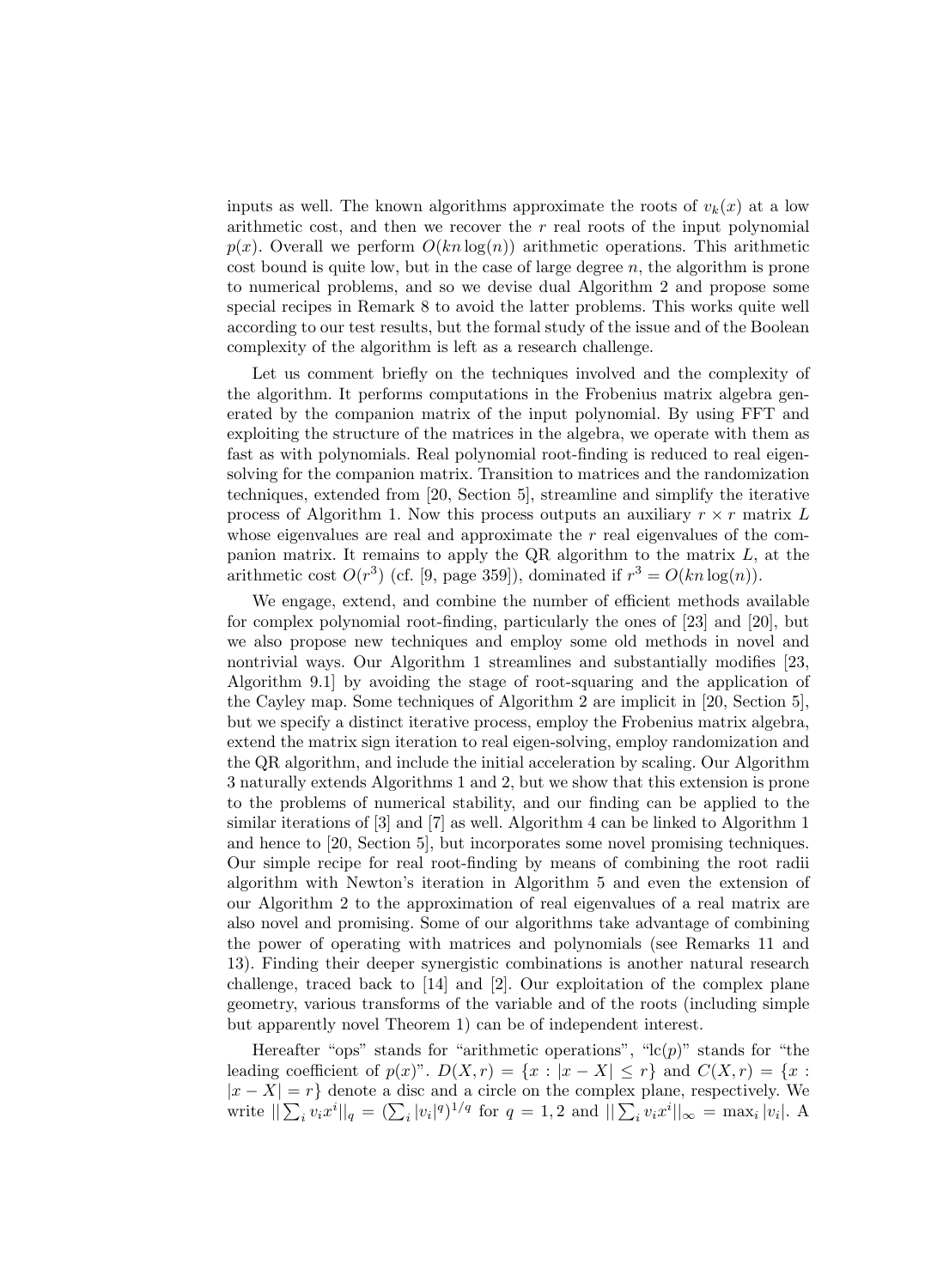inputs as well. The known algorithms approximate the roots of $v_k(x)$ at a low arithmetic cost, and then we recover the $r$ real roots of the input polynomial $p(x)$. Overall we perform $O(kn\log(n))$ arithmetic operations. This arithmetic cost bound is quite low, but in the case of large degree $n$, the algorithm is prone to numerical problems, and so we devise dual Algorithm 2 and propose some special recipes in Remark 8 to avoid the latter problems. This works quite well according to our test results, but the formal study of the issue and of the Boolean complexity of the algorithm is left as a research challenge.

Let us comment briefly on the techniques involved and the complexity of the algorithm. It performs computations in the Frobenius matrix algebra generated by the companion matrix of the input polynomial. By using FFT and exploiting the structure of the matrices in the algebra, we operate with them as fast as with polynomials. Real polynomial root-finding is reduced to real eigen-solving for the companion matrix. Transition to matrices and the randomization techniques, extended from [20, Section 5], streamline and simplify the iterative process of Algorithm 1. Now this process outputs an auxiliary $r \times r$ matrix $L$ whose eigenvalues are real and approximate the $r$ real eigenvalues of the companion matrix. It remains to apply the QR algorithm to the matrix $L$, at the arithmetic cost $O(r^3)$ (cf. [9, page 359]), dominated if $r^3 = O(kn\log(n))$.

We engage, extend, and combine the number of efficient methods available for complex polynomial root-finding, particularly the ones of [23] and [20], but we also propose new techniques and employ some old methods in novel and nontrivial ways. Our Algorithm 1 streamlines and substantially modifies [23, Algorithm 9.1] by avoiding the stage of root-squaring and the application of the Cayley map. Some techniques of Algorithm 2 are implicit in [20, Section 5], but we specify a distinct iterative process, employ the Frobenius matrix algebra, extend the matrix sign iteration to real eigen-solving, employ randomization and the QR algorithm, and include the initial acceleration by scaling. Our Algorithm 3 naturally extends Algorithms 1 and 2, but we show that this extension is prone to the problems of numerical stability, and our finding can be applied to the similar iterations of [3] and [7] as well. Algorithm 4 can be linked to Algorithm 1 and hence to [20, Section 5], but incorporates some novel promising techniques. Our simple recipe for real root-finding by means of combining the root radii algorithm with Newton's iteration in Algorithm 5 and even the extension of our Algorithm 2 to the approximation of real eigenvalues of a real matrix are also novel and promising. Some of our algorithms take advantage of combining the power of operating with matrices and polynomials (see Remarks 11 and 13). Finding their deeper synergistic combinations is another natural research challenge, traced back to [14] and [2]. Our exploitation of the complex plane geometry, various transforms of the variable and of the roots (including simple but apparently novel Theorem 1) can be of independent interest.

Hereafter "ops" stands for "arithmetic operations", "$\mathrm{lc}(p)$" stands for "the leading coefficient of $p(x)$". $D(X,r) = \{x : |x - X| \leq r\}$ and $C(X,r) = \{x : |x - X| = r\}$ denote a disc and a circle on the complex plane, respectively. We write $||\sum_i v_i x^i||_q = (\sum_i |v_i|^q)^{1/q}$ for $q = 1, 2$ and $||\sum_i v_i x^i||_\infty = \max_i |v_i|$. A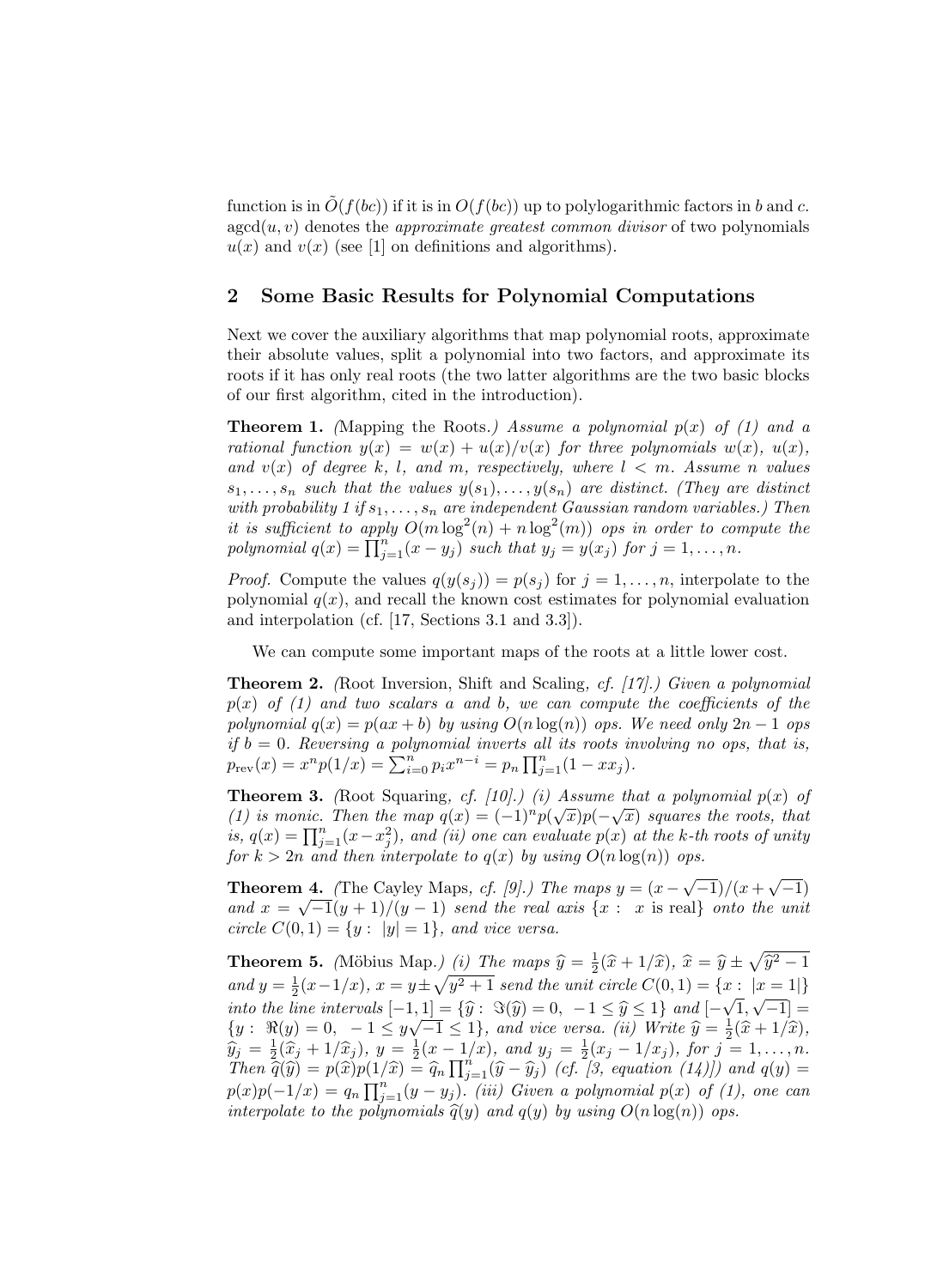function is in $\tilde{O}(f(bc))$ if it is in $O(f(bc))$ up to polylogarithmic factors in $b$ and $c$. $\operatorname{agcd}(u, v)$ denotes the *approximate greatest common divisor* of two polynomials $u(x)$ and $v(x)$ (see [1] on definitions and algorithms).

## 2 Some Basic Results for Polynomial Computations

Next we cover the auxiliary algorithms that map polynomial roots, approximate their absolute values, split a polynomial into two factors, and approximate its roots if it has only real roots (the two latter algorithms are the two basic blocks of our first algorithm, cited in the introduction).

**Theorem 1.** *(*Mapping the Roots.*) Assume a polynomial $p(x)$ of (1) and a rational function $y(x) = w(x) + u(x)/v(x)$ for three polynomials $w(x)$, $u(x)$, and $v(x)$ of degree $k$, $l$, and $m$, respectively, where $l < m$. Assume $n$ values $s_1, \ldots, s_n$ such that the values $y(s_1), \ldots, y(s_n)$ are distinct. (They are distinct with probability 1 if $s_1, \ldots, s_n$ are independent Gaussian random variables.) Then it is sufficient to apply $O(m \log^2(n) + n \log^2(m))$ ops in order to compute the polynomial $q(x) = \prod_{j=1}^{n}(x - y_j)$ such that $y_j = y(x_j)$ for $j = 1, \ldots, n$.*

*Proof.* Compute the values $q(y(s_j)) = p(s_j)$ for $j = 1, \ldots, n$, interpolate to the polynomial $q(x)$, and recall the known cost estimates for polynomial evaluation and interpolation (cf. [17, Sections 3.1 and 3.3]).

We can compute some important maps of the roots at a little lower cost.

**Theorem 2.** *(*Root Inversion, Shift and Scaling*, cf. [17].) Given a polynomial $p(x)$ of (1) and two scalars $a$ and $b$, we can compute the coefficients of the polynomial $q(x) = p(ax + b)$ by using $O(n \log(n))$ ops. We need only $2n - 1$ ops if $b = 0$. Reversing a polynomial inverts all its roots involving no ops, that is, $p_{\mathrm{rev}}(x) = x^n p(1/x) = \sum_{i=0}^{n} p_i x^{n-i} = p_n \prod_{j=1}^{n}(1 - x x_j)$.*

**Theorem 3.** *(*Root Squaring*, cf. [10].) (i) Assume that a polynomial $p(x)$ of (1) is monic. Then the map $q(x) = (-1)^n p(\sqrt{x})p(-\sqrt{x})$ squares the roots, that is, $q(x) = \prod_{j=1}^{n}(x - x_j^2)$, and (ii) one can evaluate $p(x)$ at the $k$-th roots of unity for $k > 2n$ and then interpolate to $q(x)$ by using $O(n \log(n))$ ops.*

**Theorem 4.** *(*The Cayley Maps*, cf. [9].) The maps $y = (x - \sqrt{-1})/(x + \sqrt{-1})$ and $x = \sqrt{-1}(y + 1)/(y - 1)$ send the real axis $\{x : \ x \text{ is real}\}$ onto the unit circle $C(0, 1) = \{y : \ |y| = 1\}$, and vice versa.*

**Theorem 5.** *(*Möbius Map.*) (i) The maps $\widehat{y} = \frac{1}{2}(\widehat{x} + 1/\widehat{x})$, $\widehat{x} = \widehat{y} \pm \sqrt{\widehat{y}^2 - 1}$ and $y = \frac{1}{2}(x - 1/x)$, $x = y \pm \sqrt{y^2 + 1}$ send the unit circle $C(0, 1) = \{x : \ |x = 1|\}$ into the line intervals $[-1, 1] = \{\widehat{y} : \ \Im(\widehat{y}) = 0, \ -1 \leq \widehat{y} \leq 1\}$ and $[-\sqrt{1}, \sqrt{-1}] = \{y : \ \Re(y) = 0, \ -1 \leq y\sqrt{-1} \leq 1\}$, and vice versa. (ii) Write $\widehat{y} = \frac{1}{2}(\widehat{x} + 1/\widehat{x})$, $\widehat{y}_j = \frac{1}{2}(\widehat{x}_j + 1/\widehat{x}_j)$, $y = \frac{1}{2}(x - 1/x)$, and $y_j = \frac{1}{2}(x_j - 1/x_j)$, for $j = 1, \ldots, n$. Then $\widehat{q}(\widehat{y}) = p(\widehat{x})p(1/\widehat{x}) = \widehat{q}_n \prod_{j=1}^{n}(\widehat{y} - \widehat{y}_j)$ (cf. [3, equation (14)]) and $q(y) = p(x)p(-1/x) = q_n \prod_{j=1}^{n}(y - y_j)$. (iii) Given a polynomial $p(x)$ of (1), one can interpolate to the polynomials $\widehat{q}(y)$ and $q(y)$ by using $O(n \log(n))$ ops.*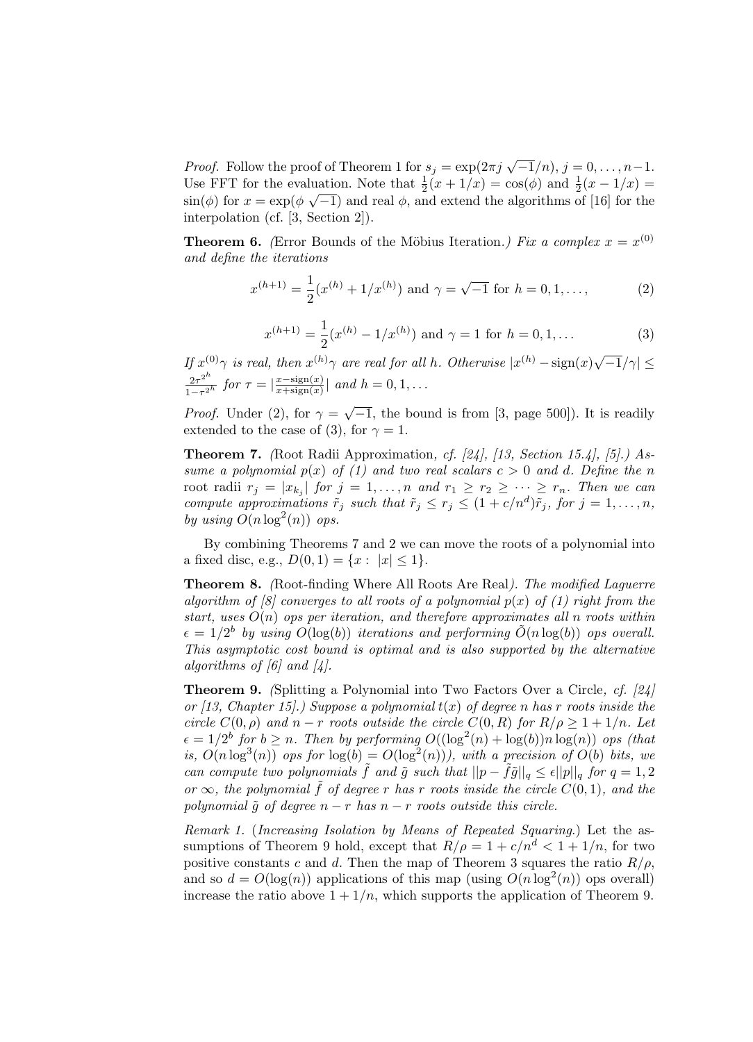*Proof.* Follow the proof of Theorem 1 for $s_j = \exp(2\pi j\sqrt{-1}/n)$, $j = 0, \ldots, n-1$. Use FFT for the evaluation. Note that $\frac{1}{2}(x + 1/x) = \cos(\phi)$ and $\frac{1}{2}(x - 1/x) = \sin(\phi)$ for $x = \exp(\phi\sqrt{-1})$ and real $\phi$, and extend the algorithms of [16] for the interpolation (cf. [3, Section 2]).

**Theorem 6.** *(*Error Bounds of the Möbius Iteration.*) Fix a complex $x = x^{(0)}$ and define the iterations*

$$x^{(h+1)} = \frac{1}{2}(x^{(h)} + 1/x^{(h)}) \text{ and } \gamma = \sqrt{-1} \text{ for } h = 0, 1, \ldots, \tag{2}$$

$$x^{(h+1)} = \frac{1}{2}(x^{(h)} - 1/x^{(h)}) \text{ and } \gamma = 1 \text{ for } h = 0, 1, \ldots \tag{3}$$

*If $x^{(0)}\gamma$ is real, then $x^{(h)}\gamma$ are real for all $h$. Otherwise $|x^{(h)} - \text{sign}(x)\sqrt{-1}/\gamma| \le \frac{2\tau^{2^h}}{1-\tau^{2^h}}$ for $\tau = |\frac{x-\text{sign}(x)}{x+\text{sign}(x)}|$ and $h = 0, 1, \ldots$*

*Proof.* Under (2), for $\gamma = \sqrt{-1}$, the bound is from [3, page 500]). It is readily extended to the case of (3), for $\gamma = 1$.

**Theorem 7.** *(*Root Radii Approximation*, cf. [24], [13, Section 15.4], [5].) Assume a polynomial $p(x)$ of (1) and two real scalars $c > 0$ and $d$. Define the $n$* root radii *$r_j = |x_{k_j}|$ for $j = 1, \ldots, n$ and $r_1 \ge r_2 \ge \cdots \ge r_n$. Then we can compute approximations $\tilde{r}_j$ such that $\tilde{r}_j \le r_j \le (1 + c/n^d)\tilde{r}_j$, for $j = 1, \ldots, n$, by using $O(n\log^2(n))$ ops.*

By combining Theorems 7 and 2 we can move the roots of a polynomial into a fixed disc, e.g., $D(0, 1) = \{x : |x| \le 1\}$.

**Theorem 8.** *(*Root-finding Where All Roots Are Real*). The modified Laguerre algorithm of [8] converges to all roots of a polynomial $p(x)$ of (1) right from the start, uses $O(n)$ ops per iteration, and therefore approximates all $n$ roots within $\epsilon = 1/2^b$ by using $O(\log(b))$ iterations and performing $\tilde{O}(n\log(b))$ ops overall. This asymptotic cost bound is optimal and is also supported by the alternative algorithms of [6] and [4].*

**Theorem 9.** *(*Splitting a Polynomial into Two Factors Over a Circle*, cf. [24] or [13, Chapter 15].) Suppose a polynomial $t(x)$ of degree $n$ has $r$ roots inside the circle $C(0, \rho)$ and $n - r$ roots outside the circle $C(0, R)$ for $R/\rho \ge 1 + 1/n$. Let $\epsilon = 1/2^b$ for $b \ge n$. Then by performing $O((\log^2(n) + \log(b))n\log(n))$ ops (that is, $O(n\log^3(n))$ ops for $\log(b) = O(\log^2(n))$), with a precision of $O(b)$ bits, we can compute two polynomials $\tilde{f}$ and $\tilde{g}$ such that $||p - \tilde{f}\tilde{g}||_q \le \epsilon||p||_q$ for $q = 1, 2$ or $\infty$, the polynomial $\tilde{f}$ of degree $r$ has $r$ roots inside the circle $C(0, 1)$, and the polynomial $\tilde{g}$ of degree $n - r$ has $n - r$ roots outside this circle.*

*Remark 1.* (*Increasing Isolation by Means of Repeated Squaring.*) Let the assumptions of Theorem 9 hold, except that $R/\rho = 1 + c/n^d < 1 + 1/n$, for two positive constants $c$ and $d$. Then the map of Theorem 3 squares the ratio $R/\rho$, and so $d = O(\log(n))$ applications of this map (using $O(n\log^2(n))$ ops overall) increase the ratio above $1 + 1/n$, which supports the application of Theorem 9.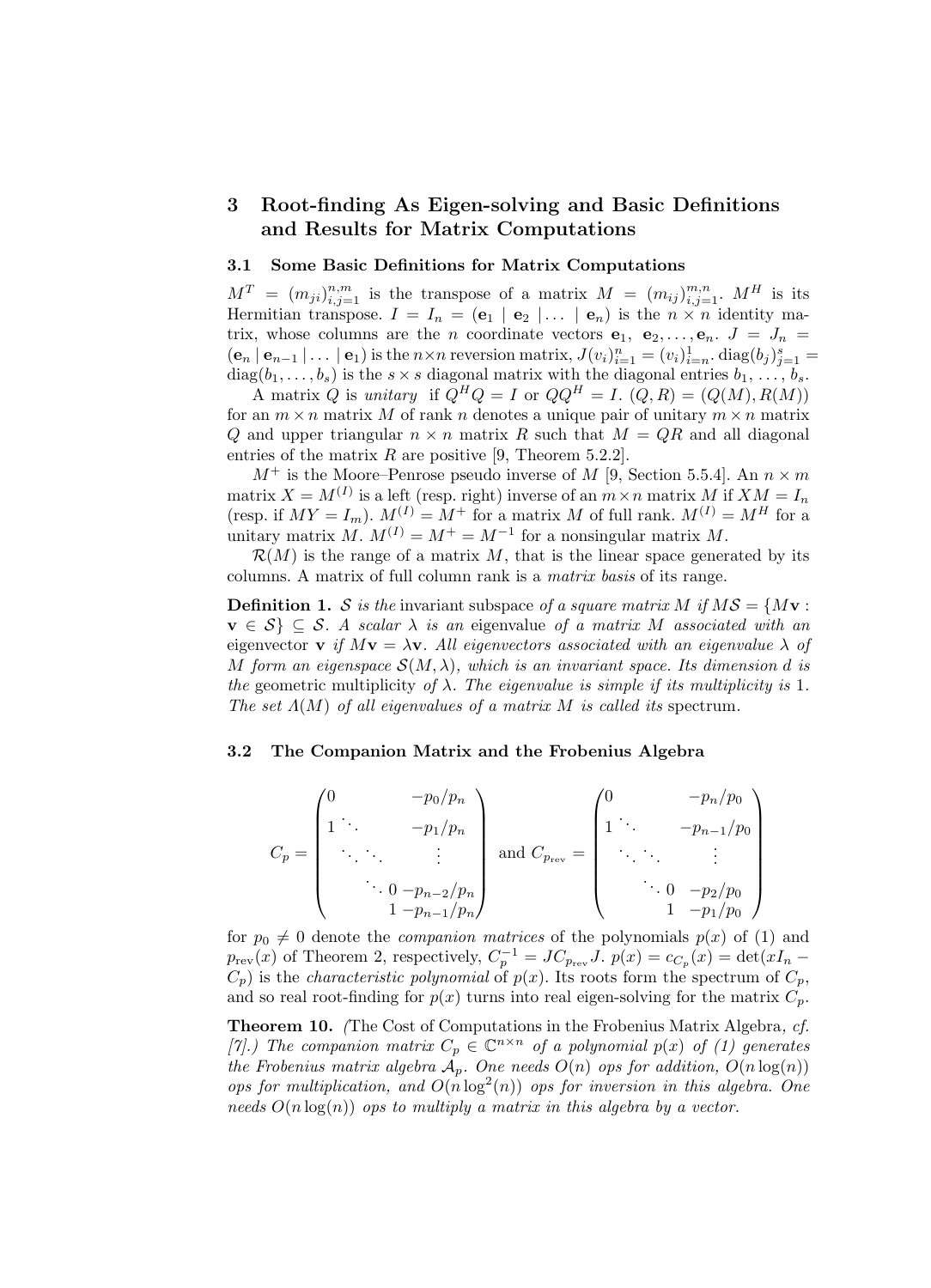## 3 Root-finding As Eigen-solving and Basic Definitions and Results for Matrix Computations

### 3.1 Some Basic Definitions for Matrix Computations

$M^T = (m_{ji})_{i,j=1}^{n,m}$ is the transpose of a matrix $M = (m_{ij})_{i,j=1}^{m,n}$. $M^H$ is its Hermitian transpose. $I = I_n = (\mathbf{e}_1 \mid \mathbf{e}_2 \mid \ldots \mid \mathbf{e}_n)$ is the $n \times n$ identity matrix, whose columns are the $n$ coordinate vectors $\mathbf{e}_1, \mathbf{e}_2, \ldots, \mathbf{e}_n$. $J = J_n = (\mathbf{e}_n \mid \mathbf{e}_{n-1} \mid \ldots \mid \mathbf{e}_1)$ is the $n \times n$ reversion matrix, $J(v_i)_{i=1}^{n} = (v_i)_{i=n}^{1}$. $\operatorname{diag}(b_j)_{j=1}^{s} = \operatorname{diag}(b_1, \ldots, b_s)$ is the $s \times s$ diagonal matrix with the diagonal entries $b_1, \ldots, b_s$.

A matrix $Q$ is *unitary* if $Q^H Q = I$ or $QQ^H = I$. $(Q, R) = (Q(M), R(M))$ for an $m \times n$ matrix $M$ of rank $n$ denotes a unique pair of unitary $m \times n$ matrix $Q$ and upper triangular $n \times n$ matrix $R$ such that $M = QR$ and all diagonal entries of the matrix $R$ are positive [9, Theorem 5.2.2].

$M^+$ is the Moore–Penrose pseudo inverse of $M$ [9, Section 5.5.4]. An $n \times m$ matrix $X = M^{(I)}$ is a left (resp. right) inverse of an $m \times n$ matrix $M$ if $XM = I_n$ (resp. if $MY = I_m$). $M^{(I)} = M^+$ for a matrix $M$ of full rank. $M^{(I)} = M^H$ for a unitary matrix $M$. $M^{(I)} = M^+ = M^{-1}$ for a nonsingular matrix $M$.

$\mathcal{R}(M)$ is the range of a matrix $M$, that is the linear space generated by its columns. A matrix of full column rank is a *matrix basis* of its range.

**Definition 1.** *$\mathcal{S}$ is the* invariant subspace *of a square matrix $M$ if $M\mathcal{S} = \{M\mathbf{v} : \mathbf{v} \in \mathcal{S}\} \subseteq \mathcal{S}$. A scalar $\lambda$ is an* eigenvalue *of a matrix $M$ associated with an* eigenvector $\mathbf{v}$ *if $M\mathbf{v} = \lambda\mathbf{v}$. All eigenvectors associated with an eigenvalue $\lambda$ of $M$ form an eigenspace $\mathcal{S}(M, \lambda)$, which is an invariant space. Its dimension $d$ is the* geometric multiplicity *of $\lambda$. The eigenvalue is simple if its multiplicity is 1. The set $\Lambda(M)$ of all eigenvalues of a matrix $M$ is called its* spectrum.

### 3.2 The Companion Matrix and the Frobenius Algebra

$$C_p = \begin{pmatrix} 0 & & & -p_0/p_n \\ 1 & \ddots & & -p_1/p_n \\ & \ddots & \ddots & \vdots \\ & & \ddots\ 0 & -p_{n-2}/p_n \\ & & 1 & -p_{n-1}/p_n \end{pmatrix} \quad \text{and} \quad C_{p_{\mathrm{rev}}} = \begin{pmatrix} 0 & & & -p_n/p_0 \\ 1 & \ddots & & -p_{n-1}/p_0 \\ & \ddots & \ddots & \vdots \\ & & \ddots\ 0 & -p_2/p_0 \\ & & 1 & -p_1/p_0 \end{pmatrix}$$

for $p_0 \neq 0$ denote the *companion matrices* of the polynomials $p(x)$ of (1) and $p_{\mathrm{rev}}(x)$ of Theorem 2, respectively, $C_p^{-1} = JC_{p_{\mathrm{rev}}}J$. $p(x) = c_{C_p}(x) = \det(xI_n - C_p)$ is the *characteristic polynomial* of $p(x)$. Its roots form the spectrum of $C_p$, and so real root-finding for $p(x)$ turns into real eigen-solving for the matrix $C_p$.

**Theorem 10.** *(*The Cost of Computations in the Frobenius Matrix Algebra*, cf. [7].) The companion matrix $C_p \in \mathbb{C}^{n \times n}$ of a polynomial $p(x)$ of (1) generates the Frobenius matrix algebra $\mathcal{A}_p$. One needs $O(n)$ ops for addition, $O(n\log(n))$ ops for multiplication, and $O(n\log^2(n))$ ops for inversion in this algebra. One needs $O(n\log(n))$ ops to multiply a matrix in this algebra by a vector.*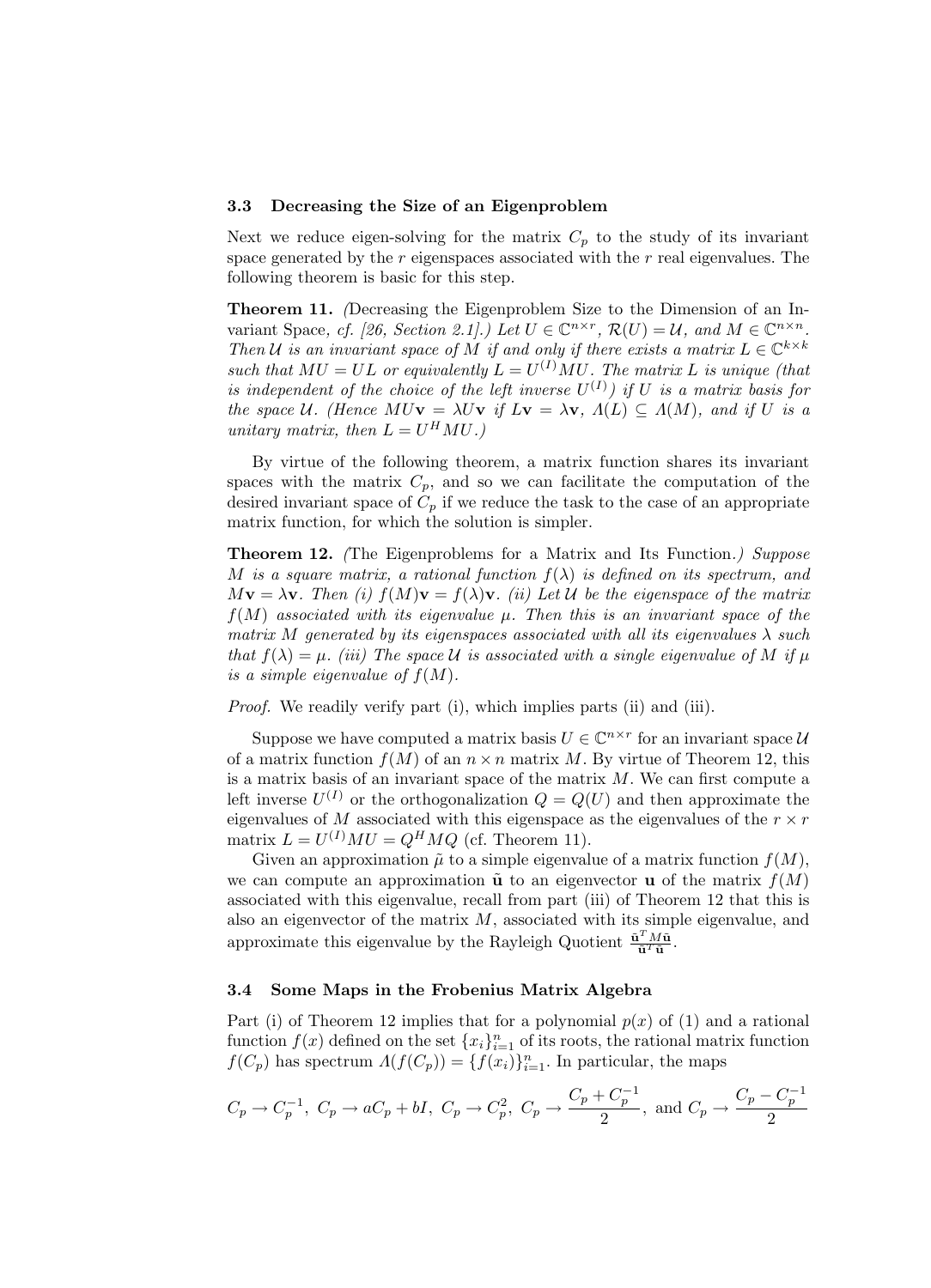### 3.3 Decreasing the Size of an Eigenproblem

Next we reduce eigen-solving for the matrix $C_p$ to the study of its invariant space generated by the $r$ eigenspaces associated with the $r$ real eigenvalues. The following theorem is basic for this step.

**Theorem 11.** *(*Decreasing the Eigenproblem Size to the Dimension of an Invariant Space*, cf. [26, Section 2.1].) Let $U \in \mathbb{C}^{n\times r}$, $\mathcal{R}(U) = \mathcal{U}$, and $M \in \mathbb{C}^{n\times n}$. Then $\mathcal{U}$ is an invariant space of $M$ if and only if there exists a matrix $L \in \mathbb{C}^{k\times k}$ such that $MU = UL$ or equivalently $L = U^{(I)}MU$. The matrix $L$ is unique (that is independent of the choice of the left inverse $U^{(I)}$) if $U$ is a matrix basis for the space $\mathcal{U}$. (Hence $MU\mathbf{v} = \lambda U\mathbf{v}$ if $L\mathbf{v} = \lambda\mathbf{v}$, $\Lambda(L) \subseteq \Lambda(M)$, and if $U$ is a unitary matrix, then $L = U^H MU$.)*

By virtue of the following theorem, a matrix function shares its invariant spaces with the matrix $C_p$, and so we can facilitate the computation of the desired invariant space of $C_p$ if we reduce the task to the case of an appropriate matrix function, for which the solution is simpler.

**Theorem 12.** *(*The Eigenproblems for a Matrix and Its Function.*) Suppose $M$ is a square matrix, a rational function $f(\lambda)$ is defined on its spectrum, and $M\mathbf{v} = \lambda\mathbf{v}$. Then (i) $f(M)\mathbf{v} = f(\lambda)\mathbf{v}$. (ii) Let $\mathcal{U}$ be the eigenspace of the matrix $f(M)$ associated with its eigenvalue $\mu$. Then this is an invariant space of the matrix $M$ generated by its eigenspaces associated with all its eigenvalues $\lambda$ such that $f(\lambda) = \mu$. (iii) The space $\mathcal{U}$ is associated with a single eigenvalue of $M$ if $\mu$ is a simple eigenvalue of $f(M)$.*

*Proof.* We readily verify part (i), which implies parts (ii) and (iii).

Suppose we have computed a matrix basis $U \in \mathbb{C}^{n\times r}$ for an invariant space $\mathcal{U}$ of a matrix function $f(M)$ of an $n \times n$ matrix $M$. By virtue of Theorem 12, this is a matrix basis of an invariant space of the matrix $M$. We can first compute a left inverse $U^{(I)}$ or the orthogonalization $Q = Q(U)$ and then approximate the eigenvalues of $M$ associated with this eigenspace as the eigenvalues of the $r \times r$ matrix $L = U^{(I)}MU = Q^H MQ$ (cf. Theorem 11).

Given an approximation $\tilde{\mu}$ to a simple eigenvalue of a matrix function $f(M)$, we can compute an approximation $\tilde{\mathbf{u}}$ to an eigenvector $\mathbf{u}$ of the matrix $f(M)$ associated with this eigenvalue, recall from part (iii) of Theorem 12 that this is also an eigenvector of the matrix $M$, associated with its simple eigenvalue, and approximate this eigenvalue by the Rayleigh Quotient $\frac{\tilde{\mathbf{u}}^T M\tilde{\mathbf{u}}}{\tilde{\mathbf{u}}^T\tilde{\mathbf{u}}}$.

### 3.4 Some Maps in the Frobenius Matrix Algebra

Part (i) of Theorem 12 implies that for a polynomial $p(x)$ of (1) and a rational function $f(x)$ defined on the set $\{x_i\}_{i=1}^n$ of its roots, the rational matrix function $f(C_p)$ has spectrum $\Lambda(f(C_p)) = \{f(x_i)\}_{i=1}^n$. In particular, the maps

$$C_p \to C_p^{-1},\ C_p \to aC_p + bI,\ C_p \to C_p^2,\ C_p \to \frac{C_p + C_p^{-1}}{2},\ \text{and}\ C_p \to \frac{C_p - C_p^{-1}}{2}$$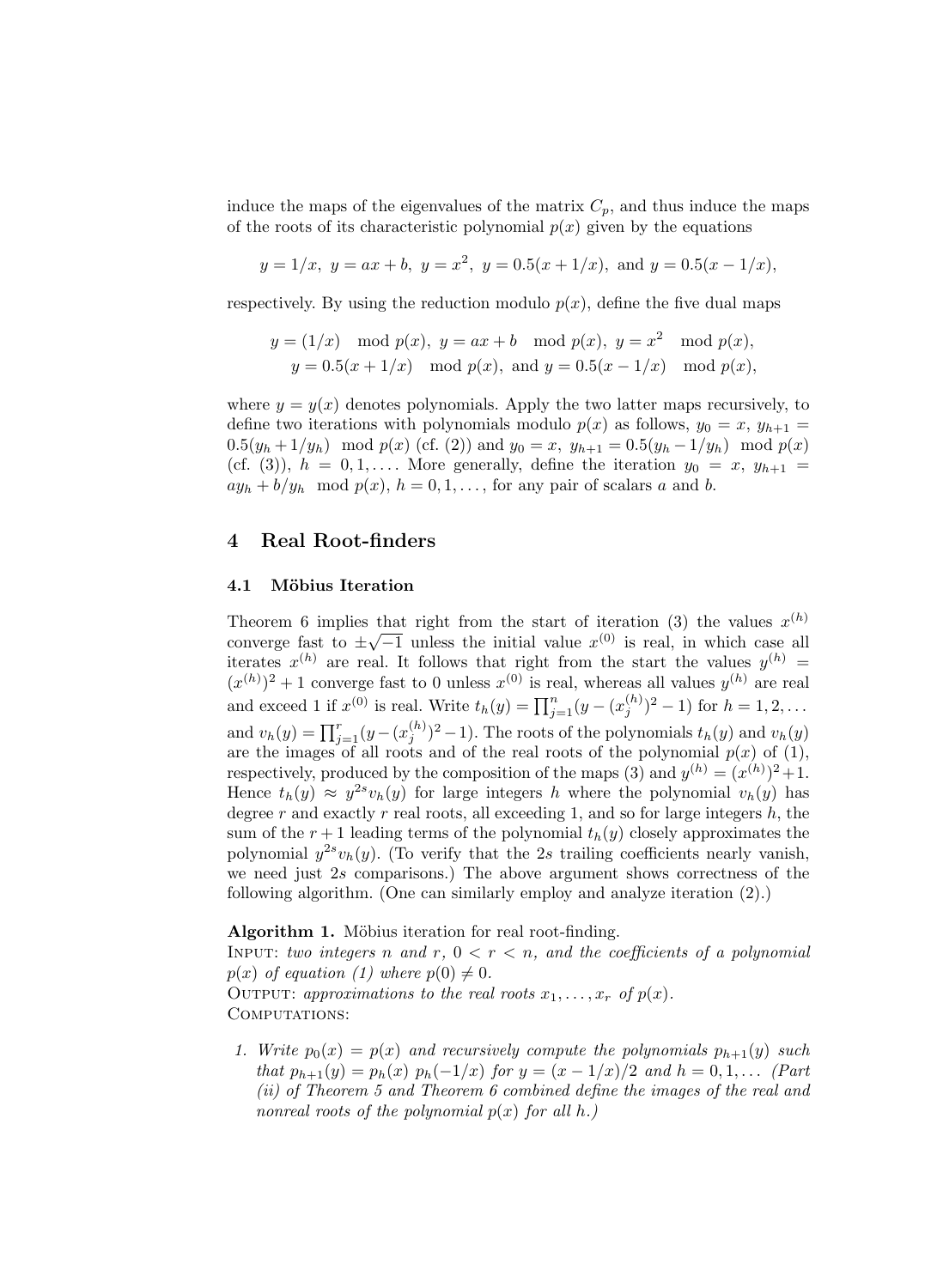induce the maps of the eigenvalues of the matrix $C_p$, and thus induce the maps of the roots of its characteristic polynomial $p(x)$ given by the equations

$$y = 1/x,\ y = ax + b,\ y = x^2,\ y = 0.5(x + 1/x),\ \text{and}\ y = 0.5(x - 1/x),$$

respectively. By using the reduction modulo $p(x)$, define the five dual maps

$$y = (1/x) \mod p(x),\ y = ax + b \mod p(x),\ y = x^2 \mod p(x),$$
$$y = 0.5(x + 1/x) \mod p(x),\ \text{and}\ y = 0.5(x - 1/x) \mod p(x),$$

where $y = y(x)$ denotes polynomials. Apply the two latter maps recursively, to define two iterations with polynomials modulo $p(x)$ as follows, $y_0 = x$, $y_{h+1} = 0.5(y_h + 1/y_h) \mod p(x)$ (cf. (2)) and $y_0 = x$, $y_{h+1} = 0.5(y_h - 1/y_h) \mod p(x)$ (cf. (3)), $h = 0, 1, \ldots$. More generally, define the iteration $y_0 = x$, $y_{h+1} = ay_h + b/y_h \mod p(x)$, $h = 0, 1, \ldots$, for any pair of scalars $a$ and $b$.

## 4 Real Root-finders

### 4.1 Möbius Iteration

Theorem 6 implies that right from the start of iteration (3) the values $x^{(h)}$ converge fast to $\pm\sqrt{-1}$ unless the initial value $x^{(0)}$ is real, in which case all iterates $x^{(h)}$ are real. It follows that right from the start the values $y^{(h)} = (x^{(h)})^2 + 1$ converge fast to 0 unless $x^{(0)}$ is real, whereas all values $y^{(h)}$ are real and exceed 1 if $x^{(0)}$ is real. Write $t_h(y) = \prod_{j=1}^{n}(y - (x_j^{(h)})^2 - 1)$ for $h = 1, 2, \ldots$ and $v_h(y) = \prod_{j=1}^{r}(y - (x_j^{(h)})^2 - 1)$. The roots of the polynomials $t_h(y)$ and $v_h(y)$ are the images of all roots and of the real roots of the polynomial $p(x)$ of (1), respectively, produced by the composition of the maps (3) and $y^{(h)} = (x^{(h)})^2 + 1$. Hence $t_h(y) \approx y^{2s} v_h(y)$ for large integers $h$ where the polynomial $v_h(y)$ has degree $r$ and exactly $r$ real roots, all exceeding 1, and so for large integers $h$, the sum of the $r + 1$ leading terms of the polynomial $t_h(y)$ closely approximates the polynomial $y^{2s} v_h(y)$. (To verify that the $2s$ trailing coefficients nearly vanish, we need just $2s$ comparisons.) The above argument shows correctness of the following algorithm. (One can similarly employ and analyze iteration (2).)

**Algorithm 1.** Möbius iteration for real root-finding.
INPUT: *two integers $n$ and $r$, $0 < r < n$, and the coefficients of a polynomial $p(x)$ of equation (1) where $p(0) \neq 0$.*
OUTPUT: *approximations to the real roots $x_1, \ldots, x_r$ of $p(x)$.*
COMPUTATIONS:

1. *Write $p_0(x) = p(x)$ and recursively compute the polynomials $p_{h+1}(y)$ such that $p_{h+1}(y) = p_h(x)\ p_h(-1/x)$ for $y = (x - 1/x)/2$ and $h = 0, 1, \ldots$ (Part (ii) of Theorem 5 and Theorem 6 combined define the images of the real and nonreal roots of the polynomial $p(x)$ for all $h$.)*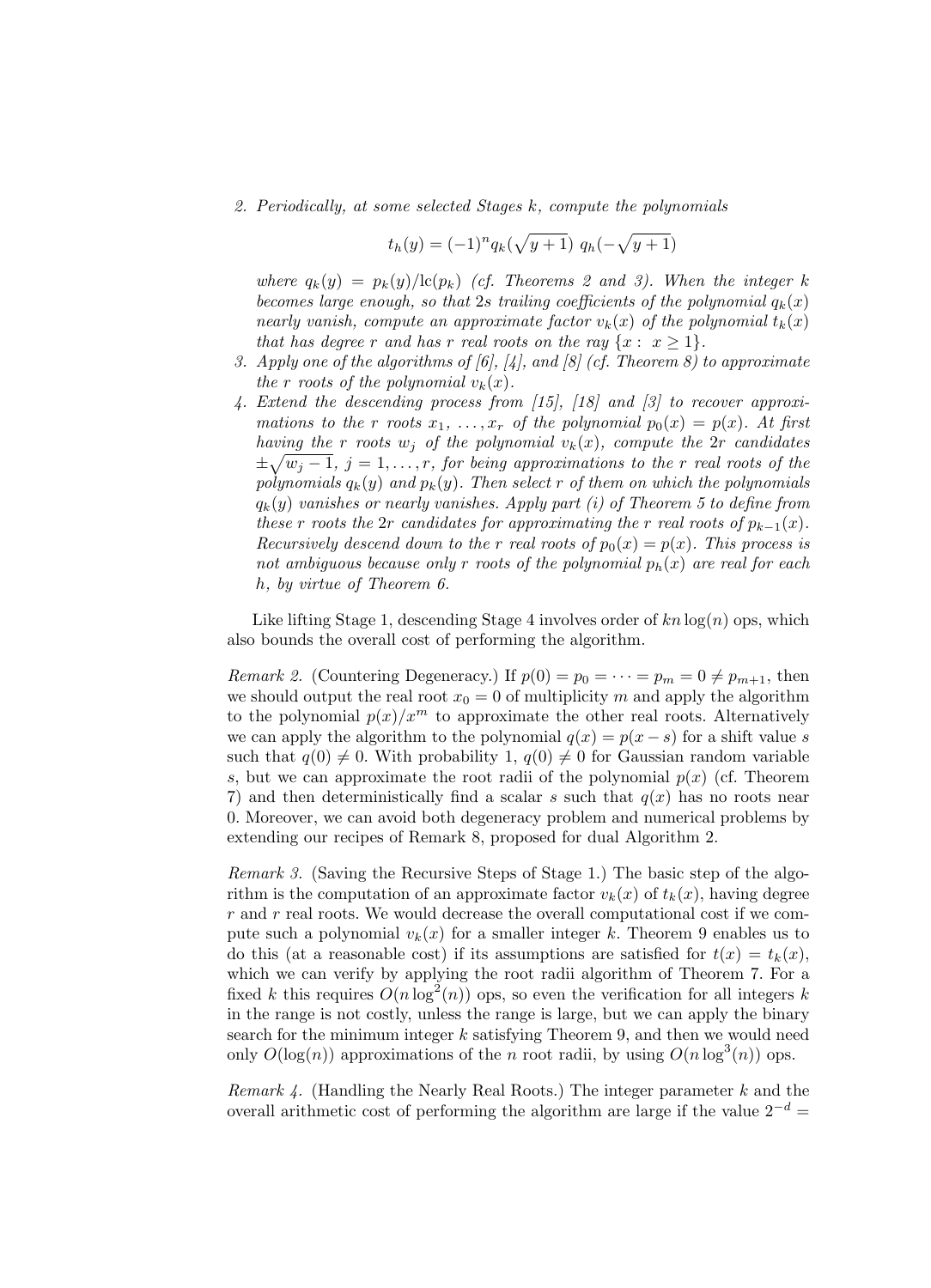2. *Periodically, at some selected Stages $k$, compute the polynomials*

$$t_h(y) = (-1)^n q_k(\sqrt{y+1})\ q_h(-\sqrt{y+1})$$

*where $q_k(y) = p_k(y)/\mathrm{lc}(p_k)$ (cf. Theorems 2 and 3). When the integer $k$ becomes large enough, so that $2s$ trailing coefficients of the polynomial $q_k(x)$ nearly vanish, compute an approximate factor $v_k(x)$ of the polynomial $t_k(x)$ that has degree $r$ and has $r$ real roots on the ray $\{x:\ x \geq 1\}$.*

3. *Apply one of the algorithms of [6], [4], and [8] (cf. Theorem 8) to approximate the $r$ roots of the polynomial $v_k(x)$.*
4. *Extend the descending process from [15], [18] and [3] to recover approximations to the $r$ roots $x_1, \ldots, x_r$ of the polynomial $p_0(x) = p(x)$. At first having the $r$ roots $w_j$ of the polynomial $v_k(x)$, compute the $2r$ candidates $\pm\sqrt{w_j - 1}$, $j = 1, \ldots, r$, for being approximations to the $r$ real roots of the polynomials $q_k(y)$ and $p_k(y)$. Then select $r$ of them on which the polynomials $q_k(y)$ vanishes or nearly vanishes. Apply part (i) of Theorem 5 to define from these $r$ roots the $2r$ candidates for approximating the $r$ real roots of $p_{k-1}(x)$. Recursively descend down to the $r$ real roots of $p_0(x) = p(x)$. This process is not ambiguous because only $r$ roots of the polynomial $p_h(x)$ are real for each $h$, by virtue of Theorem 6.*

Like lifting Stage 1, descending Stage 4 involves order of $kn\log(n)$ ops, which also bounds the overall cost of performing the algorithm.

*Remark 2.* (Countering Degeneracy.) If $p(0) = p_0 = \cdots = p_m = 0 \neq p_{m+1}$, then we should output the real root $x_0 = 0$ of multiplicity $m$ and apply the algorithm to the polynomial $p(x)/x^m$ to approximate the other real roots. Alternatively we can apply the algorithm to the polynomial $q(x) = p(x - s)$ for a shift value $s$ such that $q(0) \neq 0$. With probability 1, $q(0) \neq 0$ for Gaussian random variable $s$, but we can approximate the root radii of the polynomial $p(x)$ (cf. Theorem 7) and then deterministically find a scalar $s$ such that $q(x)$ has no roots near 0. Moreover, we can avoid both degeneracy problem and numerical problems by extending our recipes of Remark 8, proposed for dual Algorithm 2.

*Remark 3.* (Saving the Recursive Steps of Stage 1.) The basic step of the algorithm is the computation of an approximate factor $v_k(x)$ of $t_k(x)$, having degree $r$ and $r$ real roots. We would decrease the overall computational cost if we compute such a polynomial $v_k(x)$ for a smaller integer $k$. Theorem 9 enables us to do this (at a reasonable cost) if its assumptions are satisfied for $t(x) = t_k(x)$, which we can verify by applying the root radii algorithm of Theorem 7. For a fixed $k$ this requires $O(n\log^2(n))$ ops, so even the verification for all integers $k$ in the range is not costly, unless the range is large, but we can apply the binary search for the minimum integer $k$ satisfying Theorem 9, and then we would need only $O(\log(n))$ approximations of the $n$ root radii, by using $O(n\log^3(n))$ ops.

*Remark 4.* (Handling the Nearly Real Roots.) The integer parameter $k$ and the overall arithmetic cost of performing the algorithm are large if the value $2^{-d} =$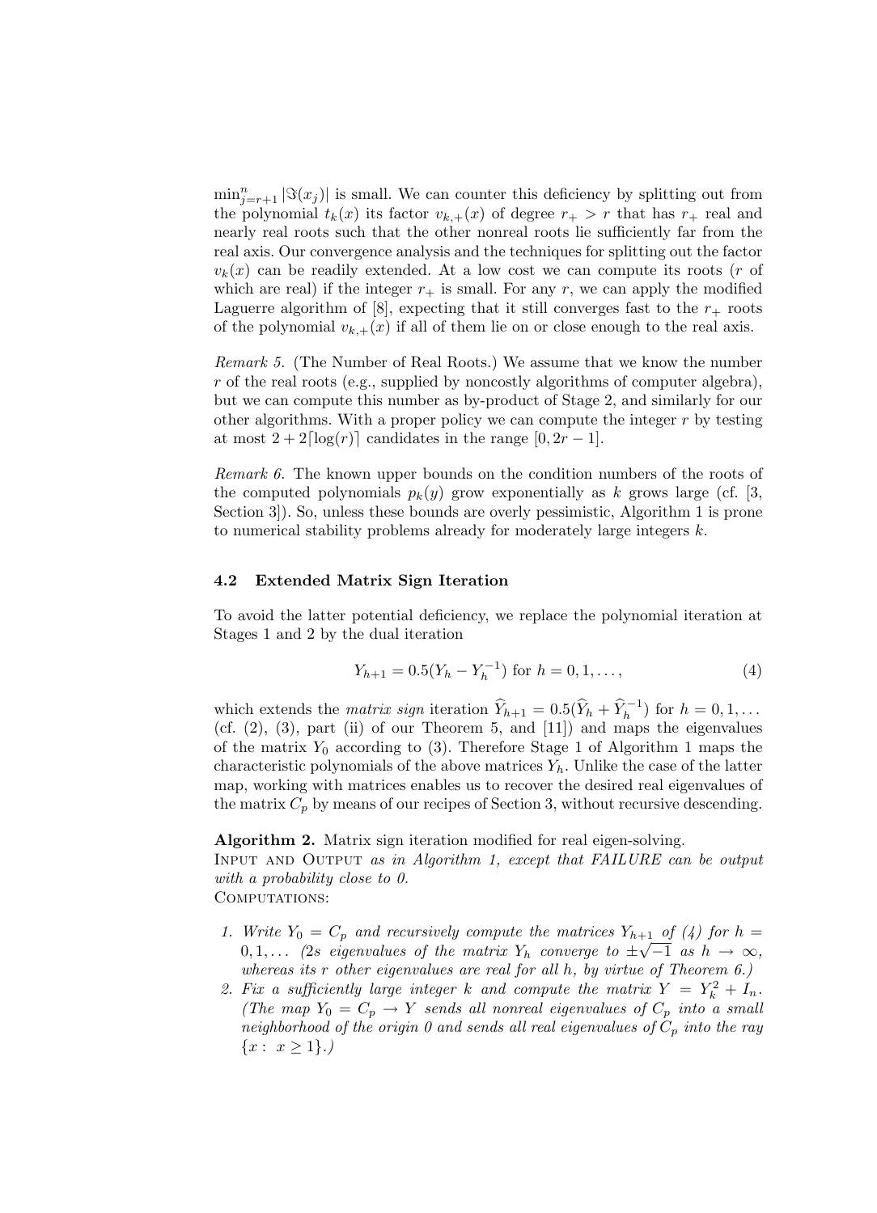$\min_{j=r+1}^{n} |\Im(x_j)|$ is small. We can counter this deficiency by splitting out from the polynomial $t_k(x)$ its factor $v_{k,+}(x)$ of degree $r_+ > r$ that has $r_+$ real and nearly real roots such that the other nonreal roots lie sufficiently far from the real axis. Our convergence analysis and the techniques for splitting out the factor $v_k(x)$ can be readily extended. At a low cost we can compute its roots ($r$ of which are real) if the integer $r_+$ is small. For any $r$, we can apply the modified Laguerre algorithm of [8], expecting that it still converges fast to the $r_+$ roots of the polynomial $v_{k,+}(x)$ if all of them lie on or close enough to the real axis.

*Remark 5.* (The Number of Real Roots.) We assume that we know the number $r$ of the real roots (e.g., supplied by noncostly algorithms of computer algebra), but we can compute this number as by-product of Stage 2, and similarly for our other algorithms. With a proper policy we can compute the integer $r$ by testing at most $2 + 2\lceil \log(r) \rceil$ candidates in the range $[0, 2r - 1]$.

*Remark 6.* The known upper bounds on the condition numbers of the roots of the computed polynomials $p_k(y)$ grow exponentially as $k$ grows large (cf. [3, Section 3]). So, unless these bounds are overly pessimistic, Algorithm 1 is prone to numerical stability problems already for moderately large integers $k$.

### 4.2 Extended Matrix Sign Iteration

To avoid the latter potential deficiency, we replace the polynomial iteration at Stages 1 and 2 by the dual iteration

$$Y_{h+1} = 0.5(Y_h - Y_h^{-1}) \text{ for } h = 0, 1, \dots, \tag{4}$$

which extends the *matrix sign* iteration $\widehat{Y}_{h+1} = 0.5(\widehat{Y}_h + \widehat{Y}_h^{-1})$ for $h = 0, 1, \dots$ (cf. (2), (3), part (ii) of our Theorem 5, and [11]) and maps the eigenvalues of the matrix $Y_0$ according to (3). Therefore Stage 1 of Algorithm 1 maps the characteristic polynomials of the above matrices $Y_h$. Unlike the case of the latter map, working with matrices enables us to recover the desired real eigenvalues of the matrix $C_p$ by means of our recipes of Section 3, without recursive descending.

**Algorithm 2.** Matrix sign iteration modified for real eigen-solving.
Input and Output *as in Algorithm 1, except that FAILURE can be output with a probability close to 0.*
Computations:

1. *Write $Y_0 = C_p$ and recursively compute the matrices $Y_{h+1}$ of (4) for $h = 0, 1, \dots$ ($2s$ eigenvalues of the matrix $Y_h$ converge to $\pm\sqrt{-1}$ as $h \to \infty$, whereas its $r$ other eigenvalues are real for all $h$, by virtue of Theorem 6.)*
2. *Fix a sufficiently large integer $k$ and compute the matrix $Y = Y_k^2 + I_n$. (The map $Y_0 = C_p \to Y$ sends all nonreal eigenvalues of $C_p$ into a small neighborhood of the origin 0 and sends all real eigenvalues of $C_p$ into the ray $\{x : x \geq 1\}$.)*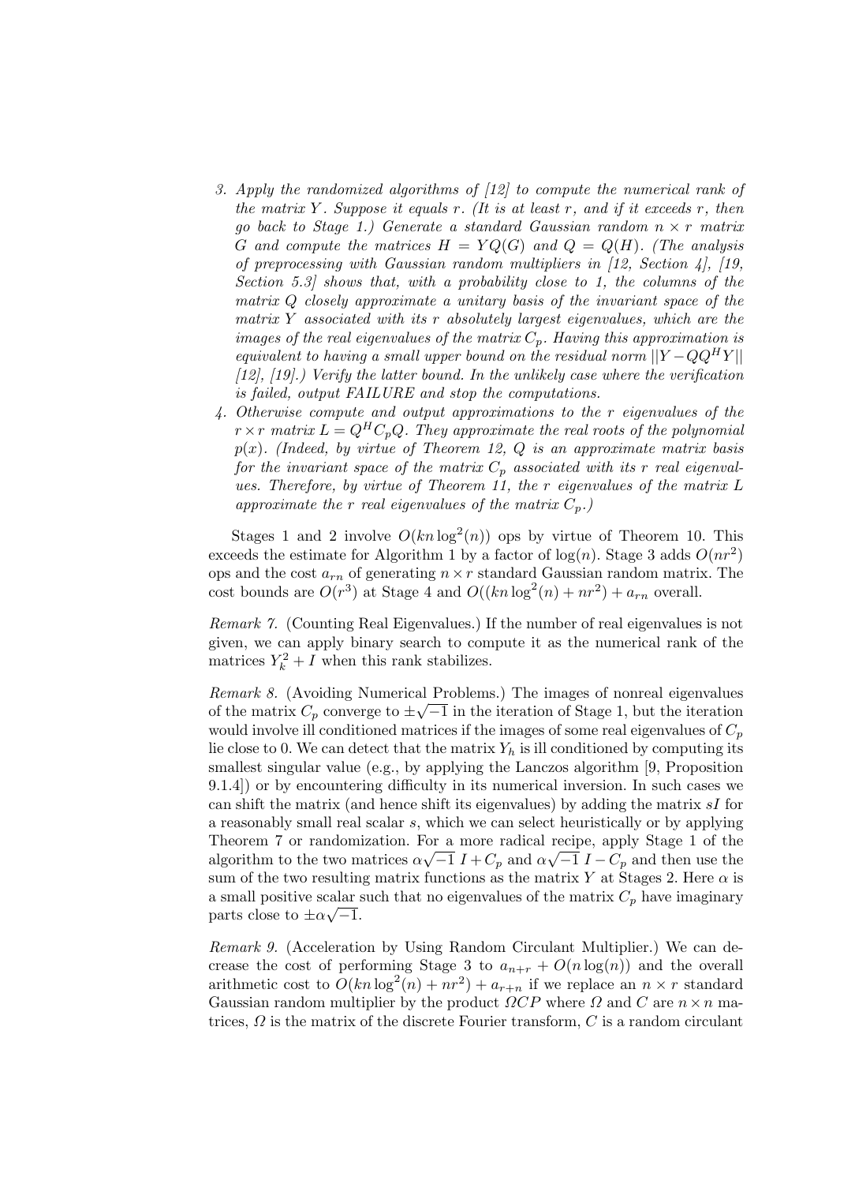3. *Apply the randomized algorithms of [12] to compute the numerical rank of the matrix $Y$. Suppose it equals $r$. (It is at least $r$, and if it exceeds $r$, then go back to Stage 1.) Generate a standard Gaussian random $n \times r$ matrix $G$ and compute the matrices $H = YQ(G)$ and $Q = Q(H)$. (The analysis of preprocessing with Gaussian random multipliers in [12, Section 4], [19, Section 5.3] shows that, with a probability close to 1, the columns of the matrix $Q$ closely approximate a unitary basis of the invariant space of the matrix $Y$ associated with its $r$ absolutely largest eigenvalues, which are the images of the real eigenvalues of the matrix $C_p$. Having this approximation is equivalent to having a small upper bound on the residual norm $||Y - QQ^H Y||$ [12], [19].) Verify the latter bound. In the unlikely case where the verification is failed, output FAILURE and stop the computations.*
4. *Otherwise compute and output approximations to the $r$ eigenvalues of the $r \times r$ matrix $L = Q^H C_p Q$. They approximate the real roots of the polynomial $p(x)$. (Indeed, by virtue of Theorem 12, $Q$ is an approximate matrix basis for the invariant space of the matrix $C_p$ associated with its $r$ real eigenvalues. Therefore, by virtue of Theorem 11, the $r$ eigenvalues of the matrix $L$ approximate the $r$ real eigenvalues of the matrix $C_p$.)*

Stages 1 and 2 involve $O(kn \log^2(n))$ ops by virtue of Theorem 10. This exceeds the estimate for Algorithm 1 by a factor of $\log(n)$. Stage 3 adds $O(nr^2)$ ops and the cost $a_{rn}$ of generating $n \times r$ standard Gaussian random matrix. The cost bounds are $O(r^3)$ at Stage 4 and $O((kn \log^2(n) + nr^2) + a_{rn}$ overall.

*Remark 7.* (Counting Real Eigenvalues.) If the number of real eigenvalues is not given, we can apply binary search to compute it as the numerical rank of the matrices $Y_k^2 + I$ when this rank stabilizes.

*Remark 8.* (Avoiding Numerical Problems.) The images of nonreal eigenvalues of the matrix $C_p$ converge to $\pm\sqrt{-1}$ in the iteration of Stage 1, but the iteration would involve ill conditioned matrices if the images of some real eigenvalues of $C_p$ lie close to 0. We can detect that the matrix $Y_h$ is ill conditioned by computing its smallest singular value (e.g., by applying the Lanczos algorithm [9, Proposition 9.1.4]) or by encountering difficulty in its numerical inversion. In such cases we can shift the matrix (and hence shift its eigenvalues) by adding the matrix $sI$ for a reasonably small real scalar $s$, which we can select heuristically or by applying Theorem 7 or randomization. For a more radical recipe, apply Stage 1 of the algorithm to the two matrices $\alpha\sqrt{-1}\, I + C_p$ and $\alpha\sqrt{-1}\, I - C_p$ and then use the sum of the two resulting matrix functions as the matrix $Y$ at Stages 2. Here $\alpha$ is a small positive scalar such that no eigenvalues of the matrix $C_p$ have imaginary parts close to $\pm\alpha\sqrt{-1}$.

*Remark 9.* (Acceleration by Using Random Circulant Multiplier.) We can decrease the cost of performing Stage 3 to $a_{n+r} + O(n \log(n))$ and the overall arithmetic cost to $O(kn \log^2(n) + nr^2) + a_{r+n}$ if we replace an $n \times r$ standard Gaussian random multiplier by the product $\Omega CP$ where $\Omega$ and $C$ are $n \times n$ matrices, $\Omega$ is the matrix of the discrete Fourier transform, $C$ is a random circulant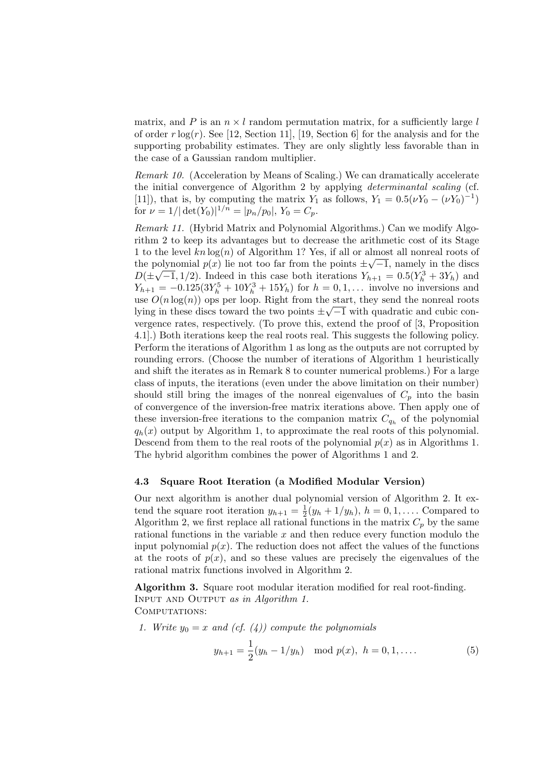matrix, and $P$ is an $n \times l$ random permutation matrix, for a sufficiently large $l$ of order $r \log(r)$. See [12, Section 11], [19, Section 6] for the analysis and for the supporting probability estimates. They are only slightly less favorable than in the case of a Gaussian random multiplier.

*Remark 10.* (Acceleration by Means of Scaling.) We can dramatically accelerate the initial convergence of Algorithm 2 by applying *determinantal scaling* (cf. [11]), that is, by computing the matrix $Y_1$ as follows, $Y_1 = 0.5(\nu Y_0 - (\nu Y_0)^{-1})$ for $\nu = 1/|\det(Y_0)|^{1/n} = |p_n/p_0|$, $Y_0 = C_p$.

*Remark 11.* (Hybrid Matrix and Polynomial Algorithms.) Can we modify Algorithm 2 to keep its advantages but to decrease the arithmetic cost of its Stage 1 to the level $kn\log(n)$ of Algorithm 1? Yes, if all or almost all nonreal roots of the polynomial $p(x)$ lie not too far from the points $\pm\sqrt{-1}$, namely in the discs $D(\pm\sqrt{-1}, 1/2)$. Indeed in this case both iterations $Y_{h+1} = 0.5(Y_h^3 + 3Y_h)$ and $Y_{h+1} = -0.125(3Y_h^5 + 10Y_h^3 + 15Y_h)$ for $h = 0, 1, \ldots$ involve no inversions and use $O(n\log(n))$ ops per loop. Right from the start, they send the nonreal roots lying in these discs toward the two points $\pm\sqrt{-1}$ with quadratic and cubic convergence rates, respectively. (To prove this, extend the proof of [3, Proposition 4.1].) Both iterations keep the real roots real. This suggests the following policy. Perform the iterations of Algorithm 1 as long as the outputs are not corrupted by rounding errors. (Choose the number of iterations of Algorithm 1 heuristically and shift the iterates as in Remark 8 to counter numerical problems.) For a large class of inputs, the iterations (even under the above limitation on their number) should still bring the images of the nonreal eigenvalues of $C_p$ into the basin of convergence of the inversion-free matrix iterations above. Then apply one of these inversion-free iterations to the companion matrix $C_{q_h}$ of the polynomial $q_h(x)$ output by Algorithm 1, to approximate the real roots of this polynomial. Descend from them to the real roots of the polynomial $p(x)$ as in Algorithms 1. The hybrid algorithm combines the power of Algorithms 1 and 2.

### 4.3 Square Root Iteration (a Modified Modular Version)

Our next algorithm is another dual polynomial version of Algorithm 2. It extend the square root iteration $y_{h+1} = \frac{1}{2}(y_h + 1/y_h)$, $h = 0, 1, \ldots$. Compared to Algorithm 2, we first replace all rational functions in the matrix $C_p$ by the same rational functions in the variable $x$ and then reduce every function modulo the input polynomial $p(x)$. The reduction does not affect the values of the functions at the roots of $p(x)$, and so these values are precisely the eigenvalues of the rational matrix functions involved in Algorithm 2.

**Algorithm 3.** Square root modular iteration modified for real root-finding.
INPUT AND OUTPUT *as in Algorithm 1.*
COMPUTATIONS:

1. *Write $y_0 = x$ and (cf. (4)) compute the polynomials*

$$y_{h+1} = \frac{1}{2}(y_h - 1/y_h) \mod p(x),\ h = 0, 1, \ldots. \tag{5}$$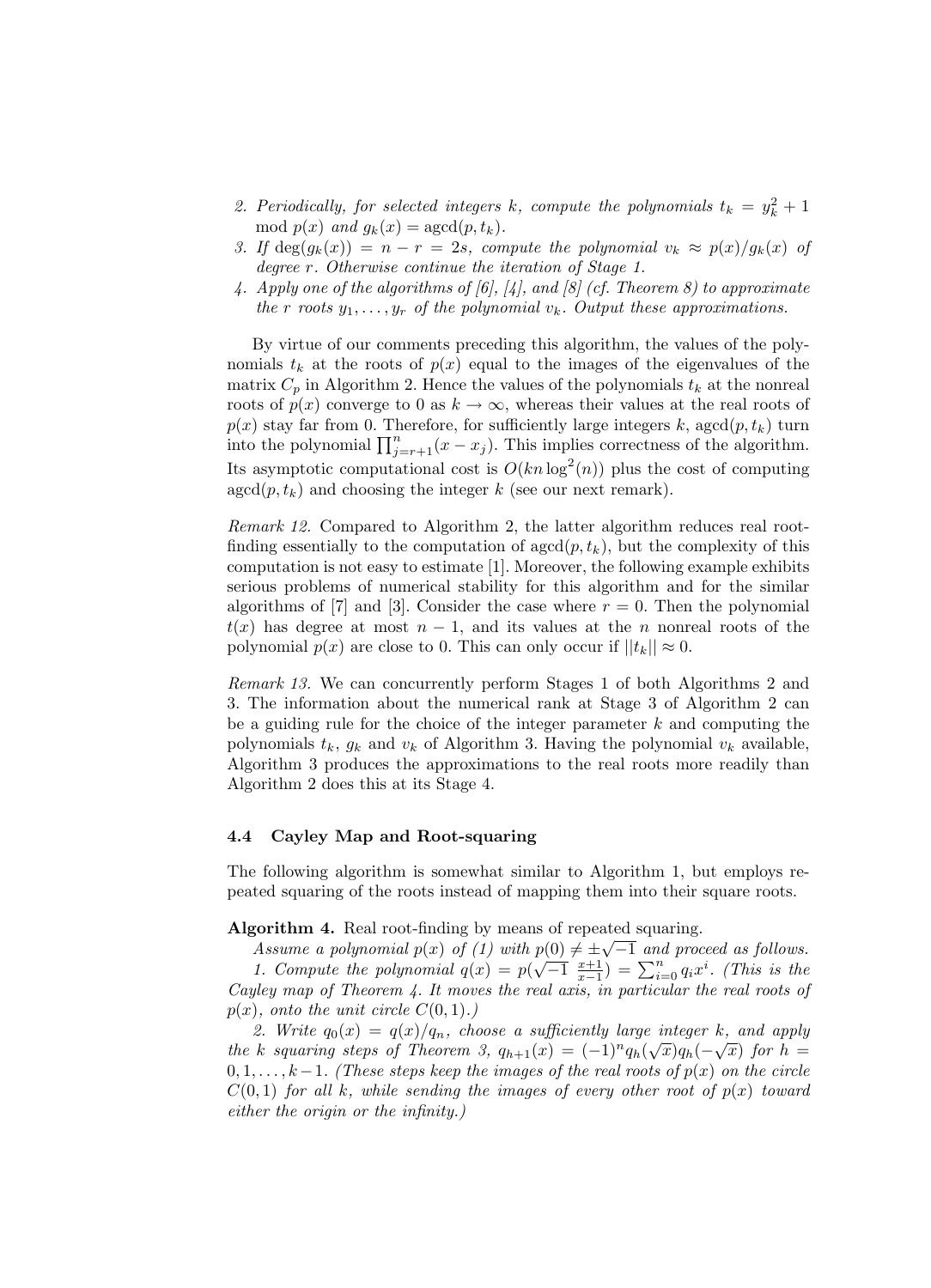2. *Periodically, for selected integers $k$, compute the polynomials $t_k = y_k^2 + 1 \mod p(x)$ and $g_k(x) = \operatorname{agcd}(p, t_k)$.*
3. *If $\deg(g_k(x)) = n - r = 2s$, compute the polynomial $v_k \approx p(x)/g_k(x)$ of degree $r$. Otherwise continue the iteration of Stage 1.*
4. *Apply one of the algorithms of [6], [4], and [8] (cf. Theorem 8) to approximate the $r$ roots $y_1, \ldots, y_r$ of the polynomial $v_k$. Output these approximations.*

By virtue of our comments preceding this algorithm, the values of the polynomials $t_k$ at the roots of $p(x)$ equal to the images of the eigenvalues of the matrix $C_p$ in Algorithm 2. Hence the values of the polynomials $t_k$ at the nonreal roots of $p(x)$ converge to 0 as $k \to \infty$, whereas their values at the real roots of $p(x)$ stay far from 0. Therefore, for sufficiently large integers $k$, $\operatorname{agcd}(p, t_k)$ turn into the polynomial $\prod_{j=r+1}^{n}(x - x_j)$. This implies correctness of the algorithm. Its asymptotic computational cost is $O(kn \log^2(n))$ plus the cost of computing $\operatorname{agcd}(p, t_k)$ and choosing the integer $k$ (see our next remark).

*Remark 12.* Compared to Algorithm 2, the latter algorithm reduces real root-finding essentially to the computation of $\operatorname{agcd}(p, t_k)$, but the complexity of this computation is not easy to estimate [1]. Moreover, the following example exhibits serious problems of numerical stability for this algorithm and for the similar algorithms of [7] and [3]. Consider the case where $r = 0$. Then the polynomial $t(x)$ has degree at most $n - 1$, and its values at the $n$ nonreal roots of the polynomial $p(x)$ are close to 0. This can only occur if $||t_k|| \approx 0$.

*Remark 13.* We can concurrently perform Stages 1 of both Algorithms 2 and 3. The information about the numerical rank at Stage 3 of Algorithm 2 can be a guiding rule for the choice of the integer parameter $k$ and computing the polynomials $t_k$, $g_k$ and $v_k$ of Algorithm 3. Having the polynomial $v_k$ available, Algorithm 3 produces the approximations to the real roots more readily than Algorithm 2 does this at its Stage 4.

### 4.4 Cayley Map and Root-squaring

The following algorithm is somewhat similar to Algorithm 1, but employs repeated squaring of the roots instead of mapping them into their square roots.

**Algorithm 4.** Real root-finding by means of repeated squaring.

*Assume a polynomial $p(x)$ of (1) with $p(0) \neq \pm\sqrt{-1}$ and proceed as follows.*

*1. Compute the polynomial $q(x) = p(\sqrt{-1}\ \frac{x+1}{x-1}) = \sum_{i=0}^{n} q_i x^i$. (This is the Cayley map of Theorem 4. It moves the real axis, in particular the real roots of $p(x)$, onto the unit circle $C(0, 1)$.)*

*2. Write $q_0(x) = q(x)/q_n$, choose a sufficiently large integer $k$, and apply the $k$ squaring steps of Theorem 3, $q_{h+1}(x) = (-1)^n q_h(\sqrt{x}) q_h(-\sqrt{x})$ for $h = 0, 1, \ldots, k-1$. (These steps keep the images of the real roots of $p(x)$ on the circle $C(0, 1)$ for all $k$, while sending the images of every other root of $p(x)$ toward either the origin or the infinity.)*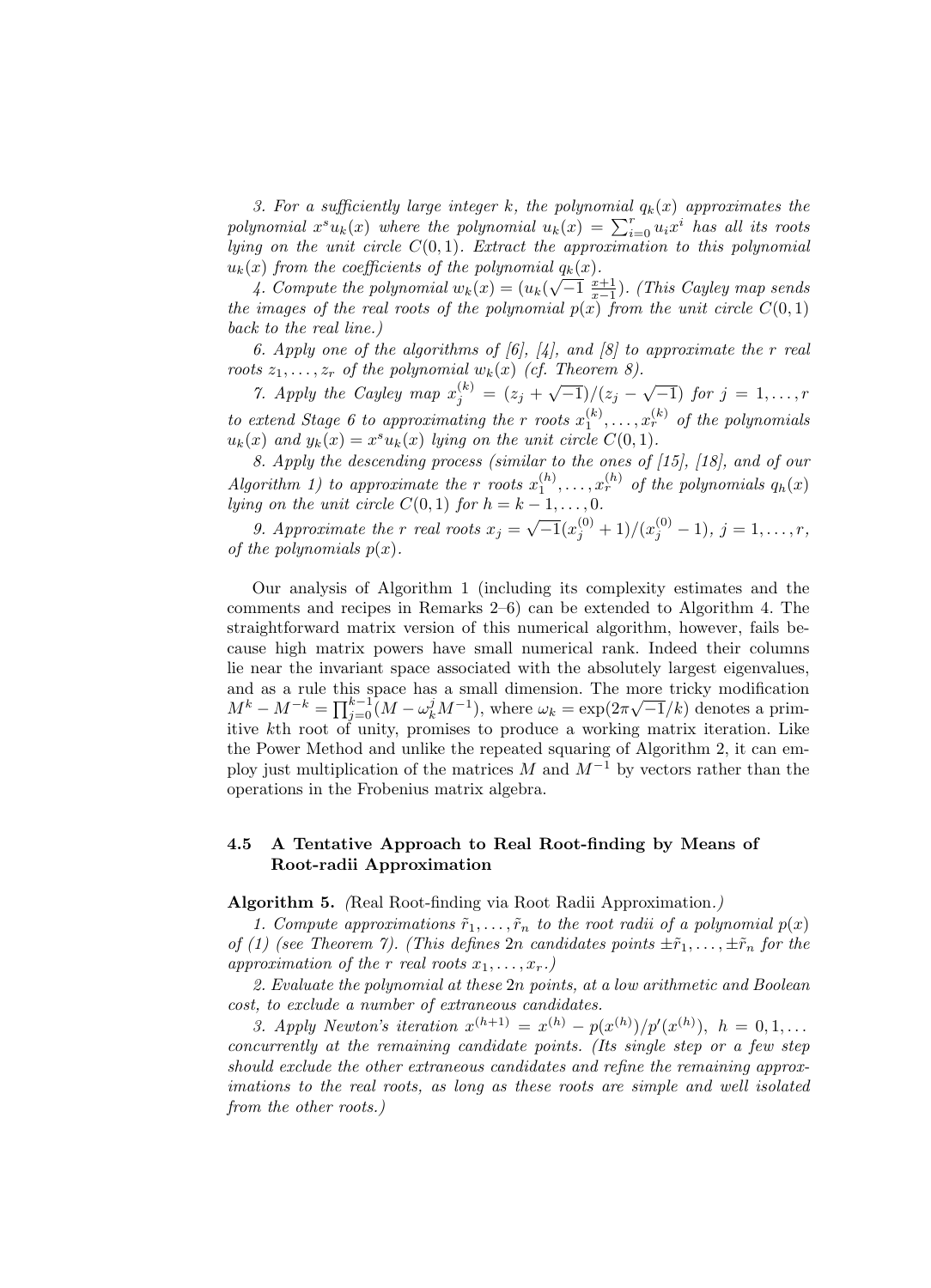*3. For a sufficiently large integer $k$, the polynomial $q_k(x)$ approximates the polynomial $x^s u_k(x)$ where the polynomial $u_k(x) = \sum_{i=0}^{r} u_i x^i$ has all its roots lying on the unit circle $C(0,1)$. Extract the approximation to this polynomial $u_k(x)$ from the coefficients of the polynomial $q_k(x)$.*

*4. Compute the polynomial $w_k(x) = (u_k(\sqrt{-1}\ \frac{x+1}{x-1})$. (This Cayley map sends the images of the real roots of the polynomial $p(x)$ from the unit circle $C(0,1)$ back to the real line.)*

*6. Apply one of the algorithms of [6], [4], and [8] to approximate the $r$ real roots $z_1, \dots, z_r$ of the polynomial $w_k(x)$ (cf. Theorem 8).*

*7. Apply the Cayley map $x_j^{(k)} = (z_j + \sqrt{-1})/(z_j - \sqrt{-1})$ for $j = 1, \dots, r$ to extend Stage 6 to approximating the $r$ roots $x_1^{(k)}, \dots, x_r^{(k)}$ of the polynomials $u_k(x)$ and $y_k(x) = x^s u_k(x)$ lying on the unit circle $C(0,1)$.*

*8. Apply the descending process (similar to the ones of [15], [18], and of our Algorithm 1) to approximate the $r$ roots $x_1^{(h)}, \dots, x_r^{(h)}$ of the polynomials $q_h(x)$ lying on the unit circle $C(0,1)$ for $h = k-1, \dots, 0$.*

*9. Approximate the $r$ real roots $x_j = \sqrt{-1}(x_j^{(0)} + 1)/(x_j^{(0)} - 1)$, $j = 1, \dots, r$, of the polynomials $p(x)$.*

Our analysis of Algorithm 1 (including its complexity estimates and the comments and recipes in Remarks 2–6) can be extended to Algorithm 4. The straightforward matrix version of this numerical algorithm, however, fails because high matrix powers have small numerical rank. Indeed their columns lie near the invariant space associated with the absolutely largest eigenvalues, and as a rule this space has a small dimension. The more tricky modification $M^k - M^{-k} = \prod_{j=0}^{k-1}(M - \omega_k^j M^{-1})$, where $\omega_k = \exp(2\pi\sqrt{-1}/k)$ denotes a primitive $k$th root of unity, promises to produce a working matrix iteration. Like the Power Method and unlike the repeated squaring of Algorithm 2, it can employ just multiplication of the matrices $M$ and $M^{-1}$ by vectors rather than the operations in the Frobenius matrix algebra.

### 4.5 A Tentative Approach to Real Root-finding by Means of Root-radii Approximation

**Algorithm 5.** *(Real Root-finding via Root Radii Approximation.)*

*1. Compute approximations $\tilde{r}_1, \dots, \tilde{r}_n$ to the root radii of a polynomial $p(x)$ of (1) (see Theorem 7). (This defines $2n$ candidates points $\pm\tilde{r}_1, \dots, \pm\tilde{r}_n$ for the approximation of the $r$ real roots $x_1, \dots, x_r$.)*

*2. Evaluate the polynomial at these $2n$ points, at a low arithmetic and Boolean cost, to exclude a number of extraneous candidates.*

*3. Apply Newton's iteration $x^{(h+1)} = x^{(h)} - p(x^{(h)})/p'(x^{(h)})$, $h = 0, 1, \dots$ concurrently at the remaining candidate points. (Its single step or a few step should exclude the other extraneous candidates and refine the remaining approximations to the real roots, as long as these roots are simple and well isolated from the other roots.)*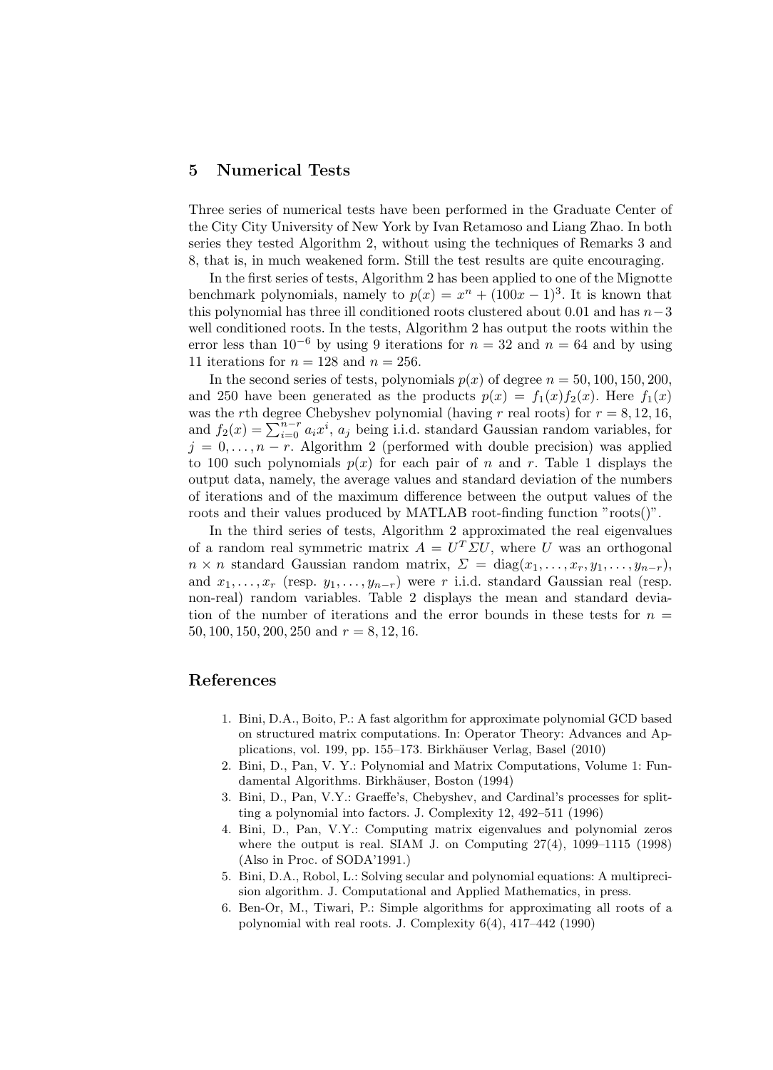## 5 Numerical Tests

Three series of numerical tests have been performed in the Graduate Center of the City City University of New York by Ivan Retamoso and Liang Zhao. In both series they tested Algorithm 2, without using the techniques of Remarks 3 and 8, that is, in much weakened form. Still the test results are quite encouraging.

In the first series of tests, Algorithm 2 has been applied to one of the Mignotte benchmark polynomials, namely to $p(x) = x^n + (100x - 1)^3$. It is known that this polynomial has three ill conditioned roots clustered about 0.01 and has $n-3$ well conditioned roots. In the tests, Algorithm 2 has output the roots within the error less than $10^{-6}$ by using 9 iterations for $n = 32$ and $n = 64$ and by using 11 iterations for $n = 128$ and $n = 256$.

In the second series of tests, polynomials $p(x)$ of degree $n = 50, 100, 150, 200$, and 250 have been generated as the products $p(x) = f_1(x)f_2(x)$. Here $f_1(x)$ was the $r$th degree Chebyshev polynomial (having $r$ real roots) for $r = 8, 12, 16$, and $f_2(x) = \sum_{i=0}^{n-r} a_i x^i$, $a_j$ being i.i.d. standard Gaussian random variables, for $j = 0, \ldots, n-r$. Algorithm 2 (performed with double precision) was applied to 100 such polynomials $p(x)$ for each pair of $n$ and $r$. Table 1 displays the output data, namely, the average values and standard deviation of the numbers of iterations and of the maximum difference between the output values of the roots and their values produced by MATLAB root-finding function "roots()".

In the third series of tests, Algorithm 2 approximated the real eigenvalues of a random real symmetric matrix $A = U^T \Sigma U$, where $U$ was an orthogonal $n \times n$ standard Gaussian random matrix, $\Sigma = \text{diag}(x_1, \ldots, x_r, y_1, \ldots, y_{n-r})$, and $x_1, \ldots, x_r$ (resp. $y_1, \ldots, y_{n-r}$) were $r$ i.i.d. standard Gaussian real (resp. non-real) random variables. Table 2 displays the mean and standard deviation of the number of iterations and the error bounds in these tests for $n = 50, 100, 150, 200, 250$ and $r = 8, 12, 16$.

## References

1. Bini, D.A., Boito, P.: A fast algorithm for approximate polynomial GCD based on structured matrix computations. In: Operator Theory: Advances and Applications, vol. 199, pp. 155–173. Birkhäuser Verlag, Basel (2010)
2. Bini, D., Pan, V. Y.: Polynomial and Matrix Computations, Volume 1: Fundamental Algorithms. Birkhäuser, Boston (1994)
3. Bini, D., Pan, V.Y.: Graeffe's, Chebyshev, and Cardinal's processes for splitting a polynomial into factors. J. Complexity 12, 492–511 (1996)
4. Bini, D., Pan, V.Y.: Computing matrix eigenvalues and polynomial zeros where the output is real. SIAM J. on Computing 27(4), 1099–1115 (1998) (Also in Proc. of SODA'1991.)
5. Bini, D.A., Robol, L.: Solving secular and polynomial equations: A multiprecision algorithm. J. Computational and Applied Mathematics, in press.
6. Ben-Or, M., Tiwari, P.: Simple algorithms for approximating all roots of a polynomial with real roots. J. Complexity 6(4), 417–442 (1990)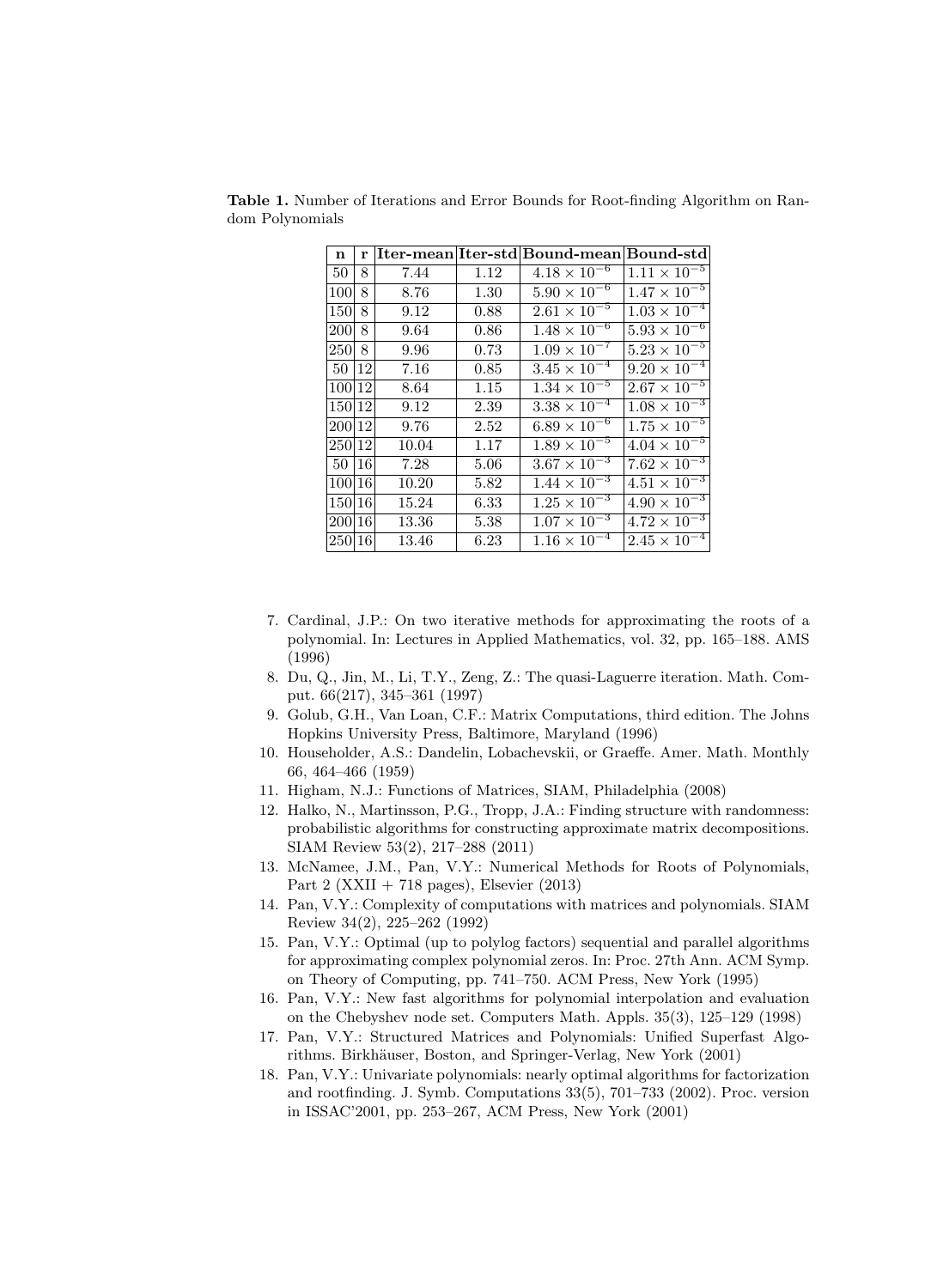**Table 1.** Number of Iterations and Error Bounds for Root-finding Algorithm on Random Polynomials

| n | r | Iter-mean | Iter-std | Bound-mean | Bound-std |
|---|---|---|---|---|---|
| 50 | 8 | 7.44 | 1.12 | $4.18 \times 10^{-6}$ | $1.11 \times 10^{-5}$ |
| 100 | 8 | 8.76 | 1.30 | $5.90 \times 10^{-6}$ | $1.47 \times 10^{-5}$ |
| 150 | 8 | 9.12 | 0.88 | $2.61 \times 10^{-5}$ | $1.03 \times 10^{-4}$ |
| 200 | 8 | 9.64 | 0.86 | $1.48 \times 10^{-6}$ | $5.93 \times 10^{-6}$ |
| 250 | 8 | 9.96 | 0.73 | $1.09 \times 10^{-7}$ | $5.23 \times 10^{-5}$ |
| 50 | 12 | 7.16 | 0.85 | $3.45 \times 10^{-4}$ | $9.20 \times 10^{-4}$ |
| 100 | 12 | 8.64 | 1.15 | $1.34 \times 10^{-5}$ | $2.67 \times 10^{-5}$ |
| 150 | 12 | 9.12 | 2.39 | $3.38 \times 10^{-4}$ | $1.08 \times 10^{-3}$ |
| 200 | 12 | 9.76 | 2.52 | $6.89 \times 10^{-6}$ | $1.75 \times 10^{-5}$ |
| 250 | 12 | 10.04 | 1.17 | $1.89 \times 10^{-5}$ | $4.04 \times 10^{-5}$ |
| 50 | 16 | 7.28 | 5.06 | $3.67 \times 10^{-3}$ | $7.62 \times 10^{-3}$ |
| 100 | 16 | 10.20 | 5.82 | $1.44 \times 10^{-3}$ | $4.51 \times 10^{-3}$ |
| 150 | 16 | 15.24 | 6.33 | $1.25 \times 10^{-3}$ | $4.90 \times 10^{-3}$ |
| 200 | 16 | 13.36 | 5.38 | $1.07 \times 10^{-3}$ | $4.72 \times 10^{-3}$ |
| 250 | 16 | 13.46 | 6.23 | $1.16 \times 10^{-4}$ | $2.45 \times 10^{-4}$ |

7. Cardinal, J.P.: On two iterative methods for approximating the roots of a polynomial. In: Lectures in Applied Mathematics, vol. 32, pp. 165–188. AMS (1996)
8. Du, Q., Jin, M., Li, T.Y., Zeng, Z.: The quasi-Laguerre iteration. Math. Comput. 66(217), 345–361 (1997)
9. Golub, G.H., Van Loan, C.F.: Matrix Computations, third edition. The Johns Hopkins University Press, Baltimore, Maryland (1996)
10. Householder, A.S.: Dandelin, Lobachevskii, or Graeffe. Amer. Math. Monthly 66, 464–466 (1959)
11. Higham, N.J.: Functions of Matrices, SIAM, Philadelphia (2008)
12. Halko, N., Martinsson, P.G., Tropp, J.A.: Finding structure with randomness: probabilistic algorithms for constructing approximate matrix decompositions. SIAM Review 53(2), 217–288 (2011)
13. McNamee, J.M., Pan, V.Y.: Numerical Methods for Roots of Polynomials, Part 2 (XXII + 718 pages), Elsevier (2013)
14. Pan, V.Y.: Complexity of computations with matrices and polynomials. SIAM Review 34(2), 225–262 (1992)
15. Pan, V.Y.: Optimal (up to polylog factors) sequential and parallel algorithms for approximating complex polynomial zeros. In: Proc. 27th Ann. ACM Symp. on Theory of Computing, pp. 741–750. ACM Press, New York (1995)
16. Pan, V.Y.: New fast algorithms for polynomial interpolation and evaluation on the Chebyshev node set. Computers Math. Appls. 35(3), 125–129 (1998)
17. Pan, V.Y.: Structured Matrices and Polynomials: Unified Superfast Algorithms. Birkhäuser, Boston, and Springer-Verlag, New York (2001)
18. Pan, V.Y.: Univariate polynomials: nearly optimal algorithms for factorization and rootfinding. J. Symb. Computations 33(5), 701–733 (2002). Proc. version in ISSAC'2001, pp. 253–267, ACM Press, New York (2001)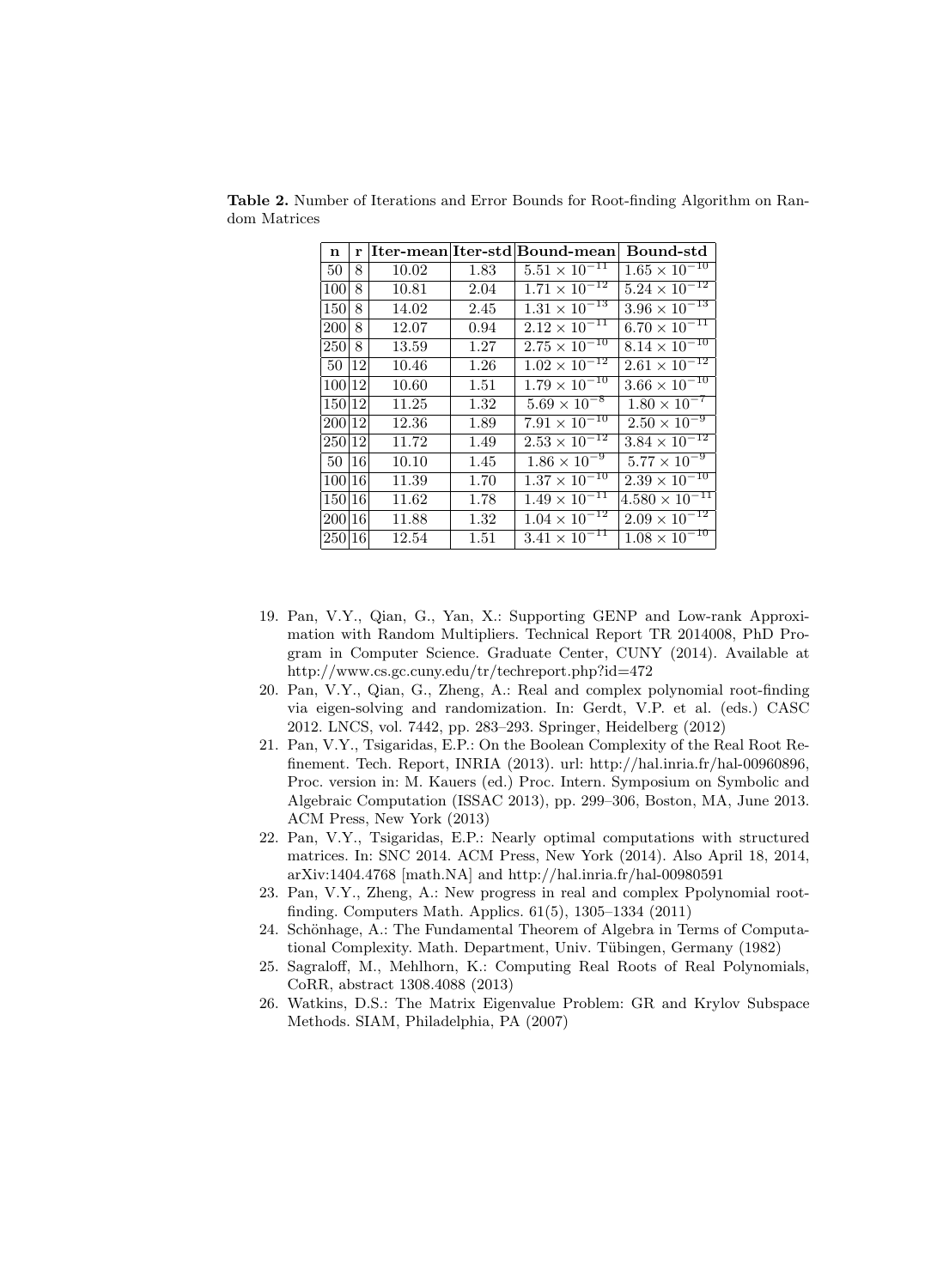**Table 2.** Number of Iterations and Error Bounds for Root-finding Algorithm on Random Matrices

| n | r | Iter-mean | Iter-std | Bound-mean | Bound-std |
|---|---|---|---|---|---|
| 50 | 8 | 10.02 | 1.83 | $5.51 \times 10^{-11}$ | $1.65 \times 10^{-10}$ |
| 100 | 8 | 10.81 | 2.04 | $1.71 \times 10^{-12}$ | $5.24 \times 10^{-12}$ |
| 150 | 8 | 14.02 | 2.45 | $1.31 \times 10^{-13}$ | $3.96 \times 10^{-13}$ |
| 200 | 8 | 12.07 | 0.94 | $2.12 \times 10^{-11}$ | $6.70 \times 10^{-11}$ |
| 250 | 8 | 13.59 | 1.27 | $2.75 \times 10^{-10}$ | $8.14 \times 10^{-10}$ |
| 50 | 12 | 10.46 | 1.26 | $1.02 \times 10^{-12}$ | $2.61 \times 10^{-12}$ |
| 100 | 12 | 10.60 | 1.51 | $1.79 \times 10^{-10}$ | $3.66 \times 10^{-10}$ |
| 150 | 12 | 11.25 | 1.32 | $5.69 \times 10^{-8}$ | $1.80 \times 10^{-7}$ |
| 200 | 12 | 12.36 | 1.89 | $7.91 \times 10^{-10}$ | $2.50 \times 10^{-9}$ |
| 250 | 12 | 11.72 | 1.49 | $2.53 \times 10^{-12}$ | $3.84 \times 10^{-12}$ |
| 50 | 16 | 10.10 | 1.45 | $1.86 \times 10^{-9}$ | $5.77 \times 10^{-9}$ |
| 100 | 16 | 11.39 | 1.70 | $1.37 \times 10^{-10}$ | $2.39 \times 10^{-10}$ |
| 150 | 16 | 11.62 | 1.78 | $1.49 \times 10^{-11}$ | $4.580 \times 10^{-11}$ |
| 200 | 16 | 11.88 | 1.32 | $1.04 \times 10^{-12}$ | $2.09 \times 10^{-12}$ |
| 250 | 16 | 12.54 | 1.51 | $3.41 \times 10^{-11}$ | $1.08 \times 10^{-10}$ |

19. Pan, V.Y., Qian, G., Yan, X.: Supporting GENP and Low-rank Approximation with Random Multipliers. Technical Report TR 2014008, PhD Program in Computer Science. Graduate Center, CUNY (2014). Available at http://www.cs.gc.cuny.edu/tr/techreport.php?id=472
20. Pan, V.Y., Qian, G., Zheng, A.: Real and complex polynomial root-finding via eigen-solving and randomization. In: Gerdt, V.P. et al. (eds.) CASC 2012. LNCS, vol. 7442, pp. 283–293. Springer, Heidelberg (2012)
21. Pan, V.Y., Tsigaridas, E.P.: On the Boolean Complexity of the Real Root Refinement. Tech. Report, INRIA (2013). url: http://hal.inria.fr/hal-00960896, Proc. version in: M. Kauers (ed.) Proc. Intern. Symposium on Symbolic and Algebraic Computation (ISSAC 2013), pp. 299–306, Boston, MA, June 2013. ACM Press, New York (2013)
22. Pan, V.Y., Tsigaridas, E.P.: Nearly optimal computations with structured matrices. In: SNC 2014. ACM Press, New York (2014). Also April 18, 2014, arXiv:1404.4768 [math.NA] and http://hal.inria.fr/hal-00980591
23. Pan, V.Y., Zheng, A.: New progress in real and complex Ppolynomial root-finding. Computers Math. Applics. 61(5), 1305–1334 (2011)
24. Schönhage, A.: The Fundamental Theorem of Algebra in Terms of Computational Complexity. Math. Department, Univ. Tübingen, Germany (1982)
25. Sagraloff, M., Mehlhorn, K.: Computing Real Roots of Real Polynomials, CoRR, abstract 1308.4088 (2013)
26. Watkins, D.S.: The Matrix Eigenvalue Problem: GR and Krylov Subspace Methods. SIAM, Philadelphia, PA (2007)